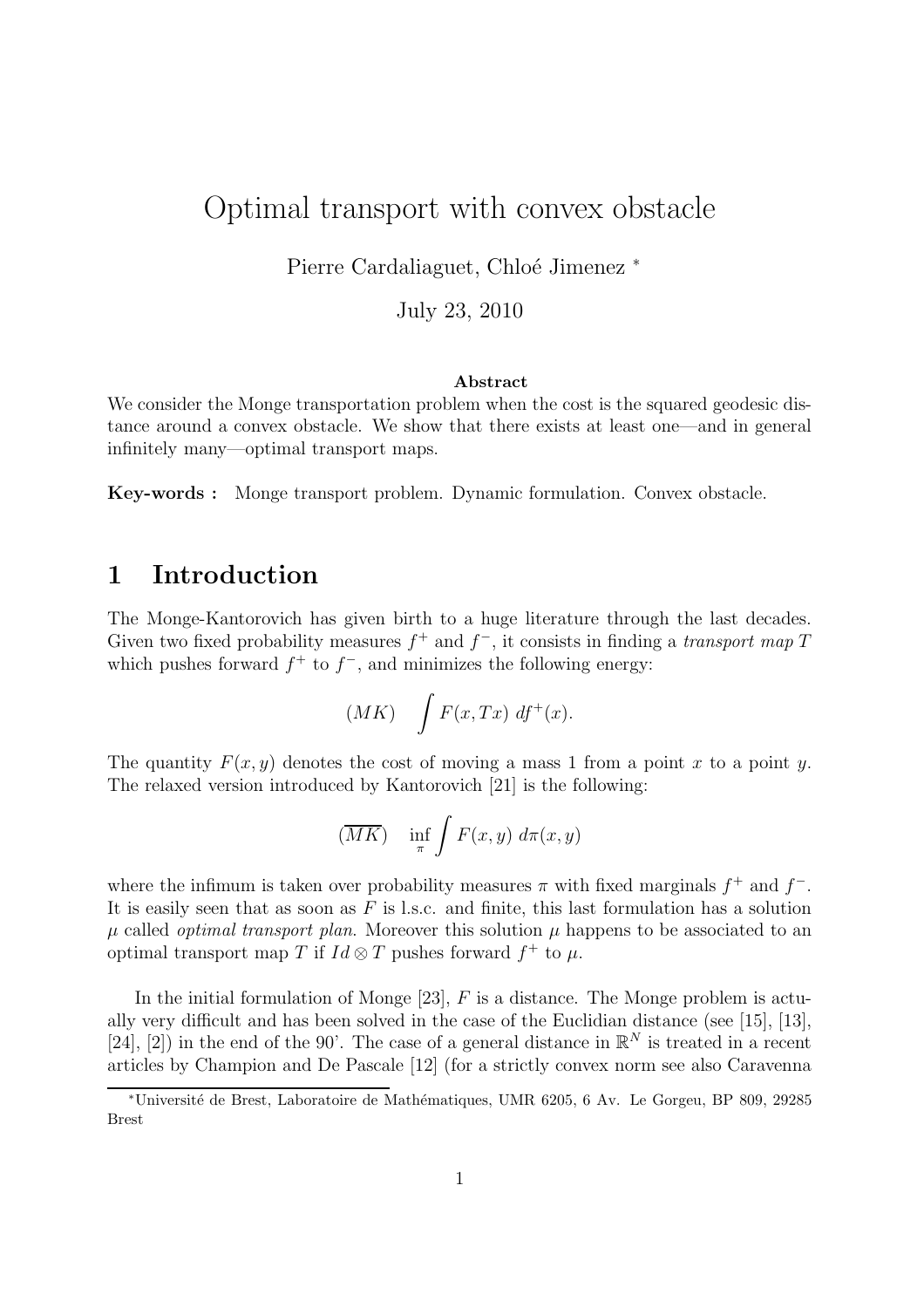# Optimal transport with convex obstacle

Pierre Cardaliaguet, Chloé Jimenez [*]

July 23, 2010

**Abstract**

We consider the Monge transportation problem when the cost is the squared geodesic distance around a convex obstacle. We show that there exists at least one—and in general infinitely many—optimal transport maps.

**Key-words :** Monge transport problem. Dynamic formulation. Convex obstacle.

## 1 Introduction

The Monge-Kantorovich has given birth to a huge literature through the last decades. Given two fixed probability measures $f^+$ and $f^-$, it consists in finding a *transport map* $T$ which pushes forward $f^+$ to $f^-$, and minimizes the following energy:

$$(MK) \quad \int F(x, Tx)\ df^+(x).$$

The quantity $F(x, y)$ denotes the cost of moving a mass 1 from a point $x$ to a point $y$. The relaxed version introduced by Kantorovich [21] is the following:

$$(\overline{MK}) \quad \inf_{\pi} \int F(x, y)\ d\pi(x, y)$$

where the infimum is taken over probability measures $\pi$ with fixed marginals $f^+$ and $f^-$. It is easily seen that as soon as $F$ is l.s.c. and finite, this last formulation has a solution $\mu$ called *optimal transport plan*. Moreover this solution $\mu$ happens to be associated to an optimal transport map $T$ if $Id \otimes T$ pushes forward $f^+$ to $\mu$.

In the initial formulation of Monge [23], $F$ is a distance. The Monge problem is actually very difficult and has been solved in the case of the Euclidian distance (see [15], [13], [24], [2]) in the end of the 90'. The case of a general distance in $\mathbb{R}^N$ is treated in a recent articles by Champion and De Pascale [12] (for a strictly convex norm see also Caravenna

[*] Université de Brest, Laboratoire de Mathématiques, UMR 6205, 6 Av. Le Gorgeu, BP 809, 29285 Brest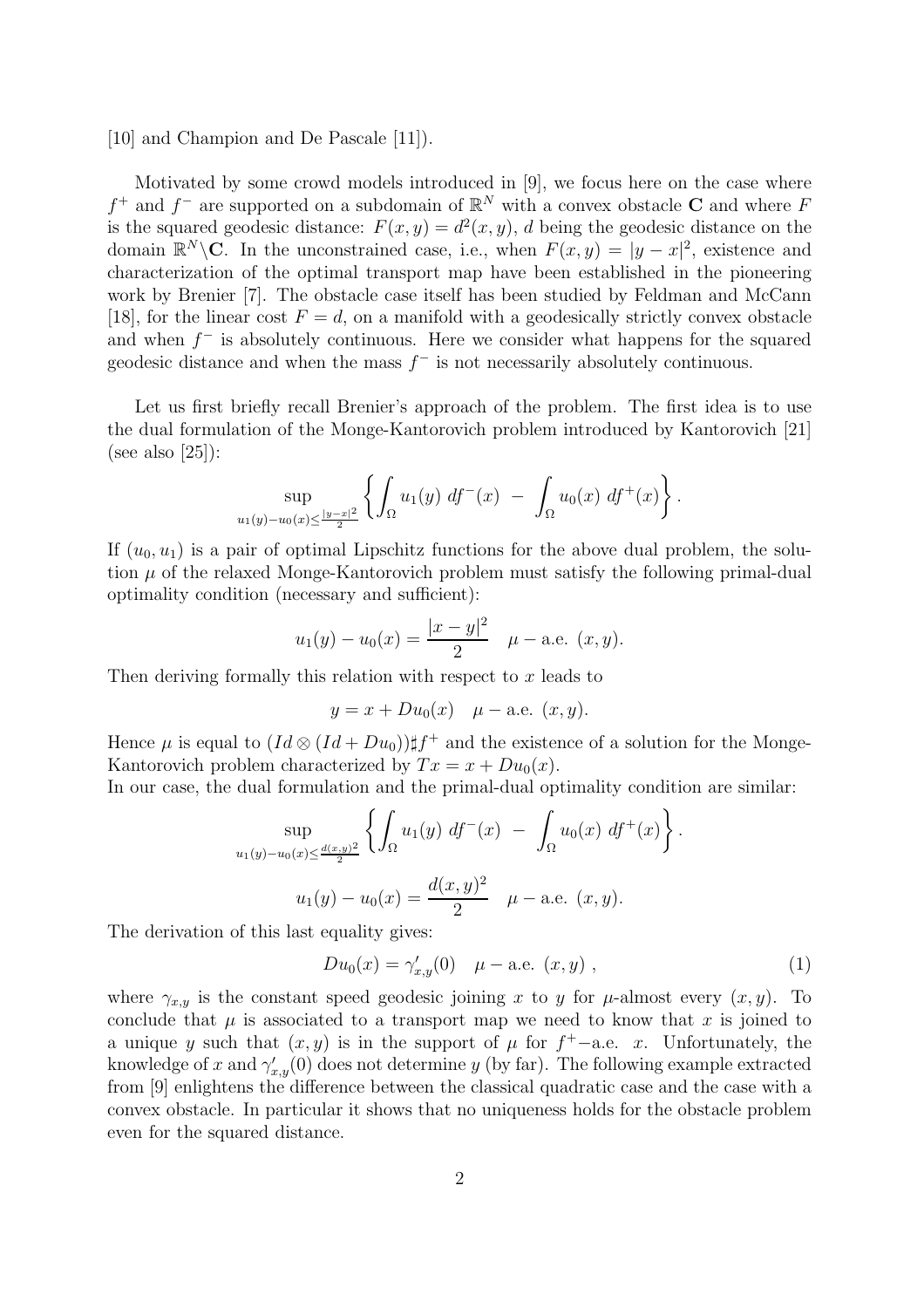[10] and Champion and De Pascale [11]).

Motivated by some crowd models introduced in [9], we focus here on the case where $f^+$ and $f^-$ are supported on a subdomain of $\mathbb{R}^N$ with a convex obstacle $\mathbf{C}$ and where $F$ is the squared geodesic distance: $F(x,y) = d^2(x,y)$, $d$ being the geodesic distance on the domain $\mathbb{R}^N\backslash\mathbf{C}$. In the unconstrained case, i.e., when $F(x,y) = |y-x|^2$, existence and characterization of the optimal transport map have been established in the pioneering work by Brenier [7]. The obstacle case itself has been studied by Feldman and McCann [18], for the linear cost $F = d$, on a manifold with a geodesically strictly convex obstacle and when $f^-$ is absolutely continuous. Here we consider what happens for the squared geodesic distance and when the mass $f^-$ is not necessarily absolutely continuous.

Let us first briefly recall Brenier's approach of the problem. The first idea is to use the dual formulation of the Monge-Kantorovich problem introduced by Kantorovich [21] (see also [25]):

$$\sup_{u_1(y)-u_0(x)\leq\frac{|y-x|^2}{2}}\left\{\int_\Omega u_1(y)\;df^-(x)\;-\;\int_\Omega u_0(x)\;df^+(x)\right\}.$$

If $(u_0,u_1)$ is a pair of optimal Lipschitz functions for the above dual problem, the solution $\mu$ of the relaxed Monge-Kantorovich problem must satisfy the following primal-dual optimality condition (necessary and sufficient):

$$u_1(y)-u_0(x)=\frac{|x-y|^2}{2}\quad\mu-\text{a.e. }(x,y).$$

Then deriving formally this relation with respect to $x$ leads to

$$y = x + Du_0(x)\quad\mu-\text{a.e. }(x,y).$$

Hence $\mu$ is equal to $(Id\otimes(Id+Du_0))\sharp f^+$ and the existence of a solution for the Monge-Kantorovich problem characterized by $Tx = x + Du_0(x)$.
In our case, the dual formulation and the primal-dual optimality condition are similar:

$$\sup_{u_1(y)-u_0(x)\leq\frac{d(x,y)^2}{2}}\left\{\int_\Omega u_1(y)\;df^-(x)\;-\;\int_\Omega u_0(x)\;df^+(x)\right\}.$$

$$u_1(y)-u_0(x)=\frac{d(x,y)^2}{2}\quad\mu-\text{a.e. }(x,y).$$

The derivation of this last equality gives:

$$Du_0(x)=\gamma'_{x,y}(0)\quad\mu-\text{a.e. }(x,y)\;,\tag{1}$$

where $\gamma_{x,y}$ is the constant speed geodesic joining $x$ to $y$ for $\mu$-almost every $(x,y)$. To conclude that $\mu$ is associated to a transport map we need to know that $x$ is joined to a unique $y$ such that $(x,y)$ is in the support of $\mu$ for $f^+$−a.e. $x$. Unfortunately, the knowledge of $x$ and $\gamma'_{x,y}(0)$ does not determine $y$ (by far). The following example extracted from [9] enlightens the difference between the classical quadratic case and the case with a convex obstacle. In particular it shows that no uniqueness holds for the obstacle problem even for the squared distance.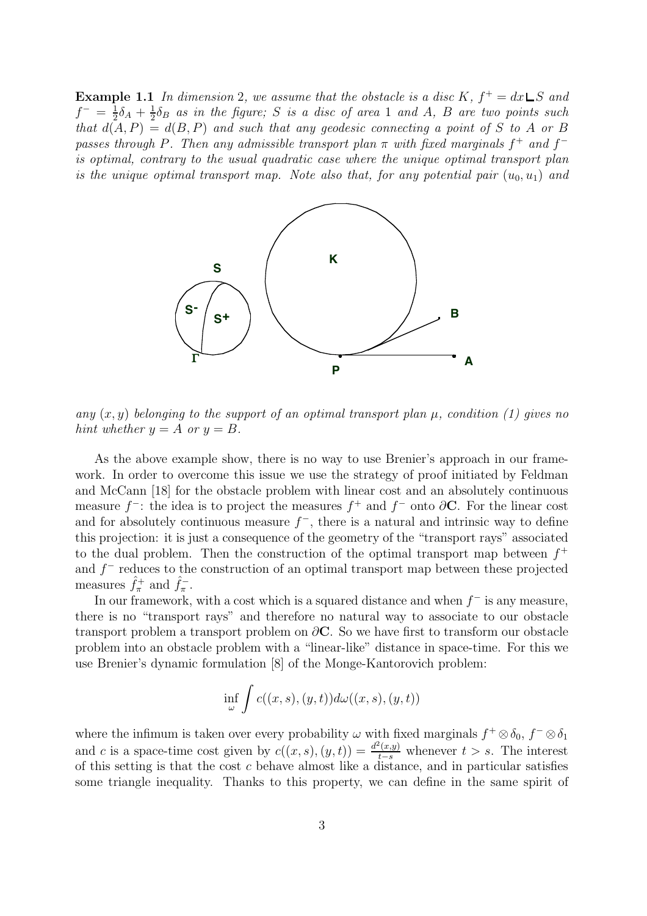**Example 1.1** *In dimension 2, we assume that the obstacle is a disc $K$, $f^+ = dx \llcorner S$ and $f^- = \frac{1}{2}\delta_A + \frac{1}{2}\delta_B$ as in the figure; $S$ is a disc of area 1 and $A$, $B$ are two points such that $d(A, P) = d(B, P)$ and such that any geodesic connecting a point of $S$ to $A$ or $B$ passes through $P$. Then any admissible transport plan $\pi$ with fixed marginals $f^+$ and $f^-$ is optimal, contrary to the usual quadratic case where the unique optimal transport plan is the unique optimal transport map. Note also that, for any potential pair $(u_0, u_1)$ and any $(x, y)$ belonging to the support of an optimal transport plan $\mu$, condition (1) gives no hint whether $y = A$ or $y = B$.*

As the above example show, there is no way to use Brenier's approach in our framework. In order to overcome this issue we use the strategy of proof initiated by Feldman and McCann [18] for the obstacle problem with linear cost and an absolutely continuous measure $f^-$: the idea is to project the measures $f^+$ and $f^-$ onto $\partial\mathbf{C}$. For the linear cost and for absolutely continuous measure $f^-$, there is a natural and intrinsic way to define this projection: it is just a consequence of the geometry of the "transport rays" associated to the dual problem. Then the construction of the optimal transport map between $f^+$ and $f^-$ reduces to the construction of an optimal transport map between these projected measures $\hat{f}^+_\pi$ and $\hat{f}^-_\pi$.

In our framework, with a cost which is a squared distance and when $f^-$ is any measure, there is no "transport rays" and therefore no natural way to associate to our obstacle transport problem a transport problem on $\partial\mathbf{C}$. So we have first to transform our obstacle problem into an obstacle problem with a "linear-like" distance in space-time. For this we use Brenier's dynamic formulation [8] of the Monge-Kantorovich problem:

$$\inf_{\omega} \int c((x,s),(y,t)) d\omega((x,s),(y,t))$$

where the infimum is taken over every probability $\omega$ with fixed marginals $f^+ \otimes \delta_0$, $f^- \otimes \delta_1$ and $c$ is a space-time cost given by $c((x,s),(y,t)) = \frac{d^2(x,y)}{t-s}$ whenever $t > s$. The interest of this setting is that the cost $c$ behave almost like a distance, and in particular satisfies some triangle inequality. Thanks to this property, we can define in the same spirit of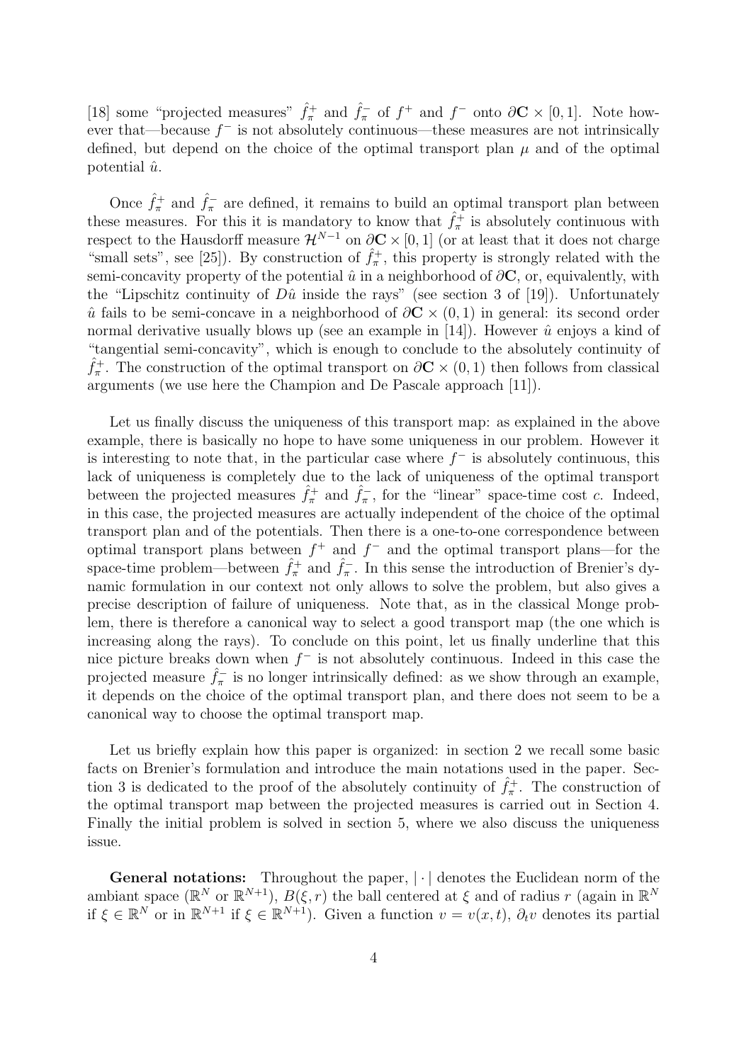[18] some "projected measures" $\hat{f}_\pi^+$ and $\hat{f}_\pi^-$ of $f^+$ and $f^-$ onto $\partial\mathbf{C} \times [0,1]$. Note however that—because $f^-$ is not absolutely continuous—these measures are not intrinsically defined, but depend on the choice of the optimal transport plan $\mu$ and of the optimal potential $\hat{u}$.

Once $\hat{f}_\pi^+$ and $\hat{f}_\pi^-$ are defined, it remains to build an optimal transport plan between these measures. For this it is mandatory to know that $\hat{f}_\pi^+$ is absolutely continuous with respect to the Hausdorff measure $\mathcal{H}^{N-1}$ on $\partial\mathbf{C} \times [0,1]$ (or at least that it does not charge "small sets", see [25]). By construction of $\hat{f}_\pi^+$, this property is strongly related with the semi-concavity property of the potential $\hat{u}$ in a neighborhood of $\partial\mathbf{C}$, or, equivalently, with the "Lipschitz continuity of $D\hat{u}$ inside the rays" (see section 3 of [19]). Unfortunately $\hat{u}$ fails to be semi-concave in a neighborhood of $\partial\mathbf{C} \times (0,1)$ in general: its second order normal derivative usually blows up (see an example in [14]). However $\hat{u}$ enjoys a kind of "tangential semi-concavity", which is enough to conclude to the absolutely continuity of $\hat{f}_\pi^+$. The construction of the optimal transport on $\partial\mathbf{C} \times (0,1)$ then follows from classical arguments (we use here the Champion and De Pascale approach [11]).

Let us finally discuss the uniqueness of this transport map: as explained in the above example, there is basically no hope to have some uniqueness in our problem. However it is interesting to note that, in the particular case where $f^-$ is absolutely continuous, this lack of uniqueness is completely due to the lack of uniqueness of the optimal transport between the projected measures $\hat{f}_\pi^+$ and $\hat{f}_\pi^-$, for the "linear" space-time cost $c$. Indeed, in this case, the projected measures are actually independent of the choice of the optimal transport plan and of the potentials. Then there is a one-to-one correspondence between optimal transport plans between $f^+$ and $f^-$ and the optimal transport plans—for the space-time problem—between $\hat{f}_\pi^+$ and $\hat{f}_\pi^-$. In this sense the introduction of Brenier's dynamic formulation in our context not only allows to solve the problem, but also gives a precise description of failure of uniqueness. Note that, as in the classical Monge problem, there is therefore a canonical way to select a good transport map (the one which is increasing along the rays). To conclude on this point, let us finally underline that this nice picture breaks down when $f^-$ is not absolutely continuous. Indeed in this case the projected measure $\hat{f}_\pi^-$ is no longer intrinsically defined: as we show through an example, it depends on the choice of the optimal transport plan, and there does not seem to be a canonical way to choose the optimal transport map.

Let us briefly explain how this paper is organized: in section 2 we recall some basic facts on Brenier's formulation and introduce the main notations used in the paper. Section 3 is dedicated to the proof of the absolutely continuity of $\hat{f}_\pi^+$. The construction of the optimal transport map between the projected measures is carried out in Section 4. Finally the initial problem is solved in section 5, where we also discuss the uniqueness issue.

**General notations:** Throughout the paper, $|\cdot|$ denotes the Euclidean norm of the ambiant space ($\mathbb{R}^N$ or $\mathbb{R}^{N+1}$), $B(\xi, r)$ the ball centered at $\xi$ and of radius $r$ (again in $\mathbb{R}^N$ if $\xi \in \mathbb{R}^N$ or in $\mathbb{R}^{N+1}$ if $\xi \in \mathbb{R}^{N+1}$). Given a function $v = v(x,t)$, $\partial_t v$ denotes its partial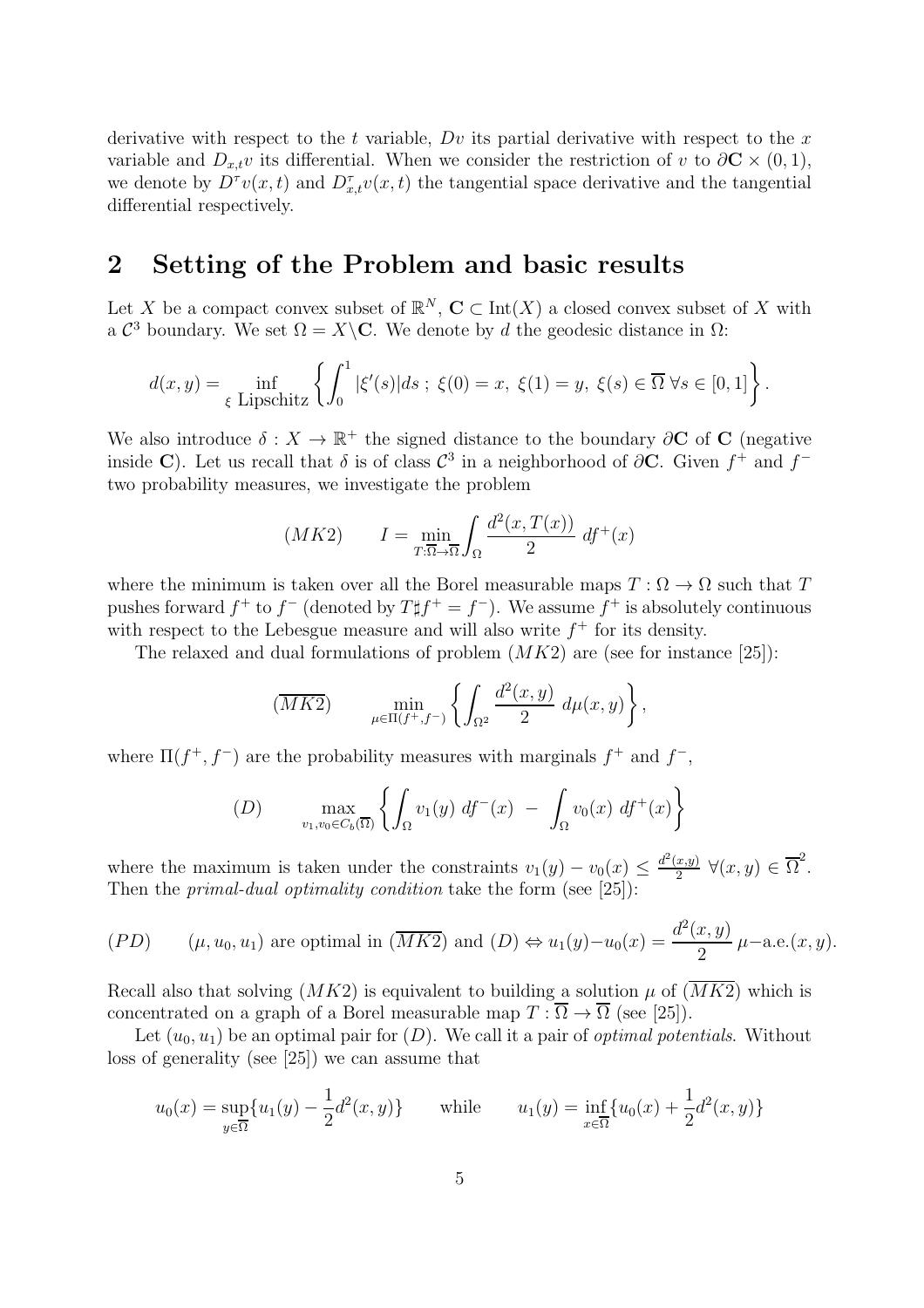derivative with respect to the $t$ variable, $Dv$ its partial derivative with respect to the $x$ variable and $D_{x,t}v$ its differential. When we consider the restriction of $v$ to $\partial\mathbf{C} \times (0,1)$, we denote by $D^\tau v(x,t)$ and $D^\tau_{x,t} v(x,t)$ the tangential space derivative and the tangential differential respectively.

## 2 Setting of the Problem and basic results

Let $X$ be a compact convex subset of $\mathbb{R}^N$, $\mathbf{C} \subset \mathrm{Int}(X)$ a closed convex subset of $X$ with a $\mathcal{C}^3$ boundary. We set $\Omega = X \backslash \mathbf{C}$. We denote by $d$ the geodesic distance in $\Omega$:

$$d(x,y) = \inf_{\xi \text{ Lipschitz}} \left\{ \int_0^1 |\xi'(s)| ds \; ; \; \xi(0) = x, \; \xi(1) = y, \; \xi(s) \in \overline{\Omega} \; \forall s \in [0,1] \right\}.$$

We also introduce $\delta : X \to \mathbb{R}^+$ the signed distance to the boundary $\partial\mathbf{C}$ of $\mathbf{C}$ (negative inside $\mathbf{C}$). Let us recall that $\delta$ is of class $\mathcal{C}^3$ in a neighborhood of $\partial\mathbf{C}$. Given $f^+$ and $f^-$ two probability measures, we investigate the problem

$$(MK2) \qquad I = \min_{T : \overline{\Omega} \to \overline{\Omega}} \int_\Omega \frac{d^2(x, T(x))}{2} \; df^+(x)$$

where the minimum is taken over all the Borel measurable maps $T : \Omega \to \Omega$ such that $T$ pushes forward $f^+$ to $f^-$ (denoted by $T \sharp f^+ = f^-$). We assume $f^+$ is absolutely continuous with respect to the Lebesgue measure and will also write $f^+$ for its density.

The relaxed and dual formulations of problem $(MK2)$ are (see for instance [25]):

$$(\overline{MK2}) \qquad \min_{\mu \in \Pi(f^+, f^-)} \left\{ \int_{\Omega^2} \frac{d^2(x,y)}{2} \; d\mu(x,y) \right\},$$

where $\Pi(f^+, f^-)$ are the probability measures with marginals $f^+$ and $f^-$,

$$(D) \qquad \max_{v_1, v_0 \in C_b(\overline{\Omega})} \left\{ \int_\Omega v_1(y) \; df^-(x) \; - \; \int_\Omega v_0(x) \; df^+(x) \right\}$$

where the maximum is taken under the constraints $v_1(y) - v_0(x) \leq \frac{d^2(x,y)}{2} \; \forall (x,y) \in \overline{\Omega}^2$. Then the *primal-dual optimality condition* take the form (see [25]):

$$(PD) \qquad (\mu, u_0, u_1) \text{ are optimal in } (\overline{MK2}) \text{ and } (D) \Leftrightarrow u_1(y) - u_0(x) = \frac{d^2(x,y)}{2} \; \mu\text{-a.e.}(x,y).$$

Recall also that solving $(MK2)$ is equivalent to building a solution $\mu$ of $(\overline{MK2})$ which is concentrated on a graph of a Borel measurable map $T : \overline{\Omega} \to \overline{\Omega}$ (see [25]).

Let $(u_0, u_1)$ be an optimal pair for $(D)$. We call it a pair of *optimal potentials*. Without loss of generality (see [25]) we can assume that

$$u_0(x) = \sup_{y \in \overline{\Omega}} \{ u_1(y) - \frac{1}{2} d^2(x,y) \} \qquad \text{while} \qquad u_1(y) = \inf_{x \in \overline{\Omega}} \{ u_0(x) + \frac{1}{2} d^2(x,y) \}$$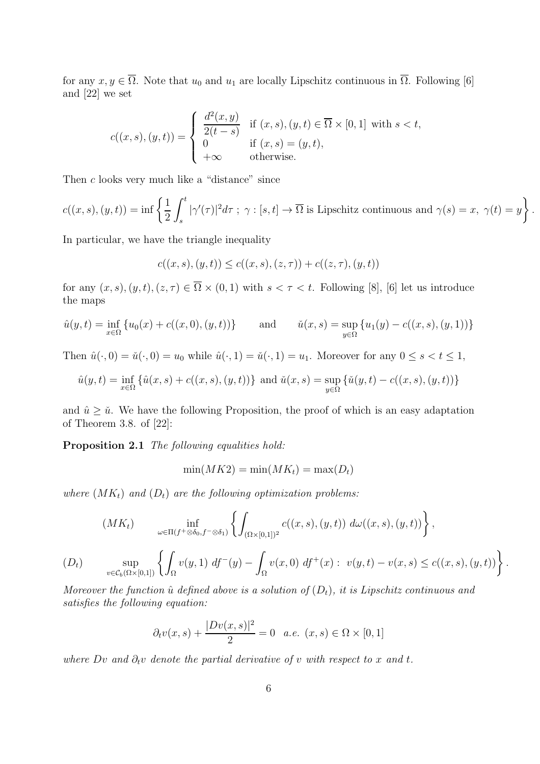for any $x, y \in \overline{\Omega}$. Note that $u_0$ and $u_1$ are locally Lipschitz continuous in $\overline{\Omega}$. Following [6] and [22] we set

$$
c((x,s),(y,t)) = \begin{cases} \dfrac{d^2(x,y)}{2(t-s)} & \text{if } (x,s),(y,t) \in \overline{\Omega} \times [0,1] \text{ with } s < t, \\ 0 & \text{if } (x,s) = (y,t), \\ +\infty & \text{otherwise.} \end{cases}
$$

Then $c$ looks very much like a "distance" since

$$
c((x,s),(y,t)) = \inf \left\{ \frac{1}{2} \int_s^t |\gamma'(\tau)|^2 d\tau \; ; \; \gamma : [s,t] \to \overline{\Omega} \text{ is Lipschitz continuous and } \gamma(s) = x, \; \gamma(t) = y \right\}.
$$

In particular, we have the triangle inequality

$$
c((x,s),(y,t)) \leq c((x,s),(z,\tau)) + c((z,\tau),(y,t))
$$

for any $(x,s),(y,t),(z,\tau) \in \overline{\Omega} \times (0,1)$ with $s < \tau < t$. Following [8], [6] let us introduce the maps

$$
\hat{u}(y,t) = \inf_{x \in \Omega} \{u_0(x) + c((x,0),(y,t))\} \qquad \text{and} \qquad \check{u}(x,s) = \sup_{y \in \Omega} \{u_1(y) - c((x,s),(y,1))\}
$$

Then $\hat{u}(\cdot,0) = \check{u}(\cdot,0) = u_0$ while $\hat{u}(\cdot,1) = \check{u}(\cdot,1) = u_1$. Moreover for any $0 \leq s < t \leq 1$,

$$
\hat{u}(y,t) = \inf_{x \in \Omega} \{\hat{u}(x,s) + c((x,s),(y,t))\} \text{ and } \check{u}(x,s) = \sup_{y \in \Omega} \{\check{u}(y,t) - c((x,s),(y,t))\}
$$

and $\hat{u} \geq \check{u}$. We have the following Proposition, the proof of which is an easy adaptation of Theorem 3.8. of [22]:

**Proposition 2.1** *The following equalities hold:*

$$
\min(MK2) = \min(MK_t) = \max(D_t)
$$

*where $(MK_t)$ and $(D_t)$ are the following optimization problems:*

$$
(MK_t) \qquad \inf_{\omega \in \Pi(f^+ \otimes \delta_0, f^- \otimes \delta_1)} \left\{ \int_{(\Omega \times [0,1])^2} c((x,s),(y,t)) \; d\omega((x,s),(y,t)) \right\},
$$

$$
(D_t) \qquad \sup_{v \in \mathcal{C}_b(\Omega \times [0,1])} \left\{ \int_\Omega v(y,1) \; df^-(y) - \int_\Omega v(x,0) \; df^+(x) : \; v(y,t) - v(x,s) \leq c((x,s),(y,t)) \right\}.
$$

*Moreover the function $\hat{u}$ defined above is a solution of $(D_t)$, it is Lipschitz continuous and satisfies the following equation:*

$$
\partial_t v(x,s) + \frac{|Dv(x,s)|^2}{2} = 0 \quad a.e. \; (x,s) \in \Omega \times [0,1]
$$

*where $Dv$ and $\partial_t v$ denote the partial derivative of $v$ with respect to $x$ and $t$.*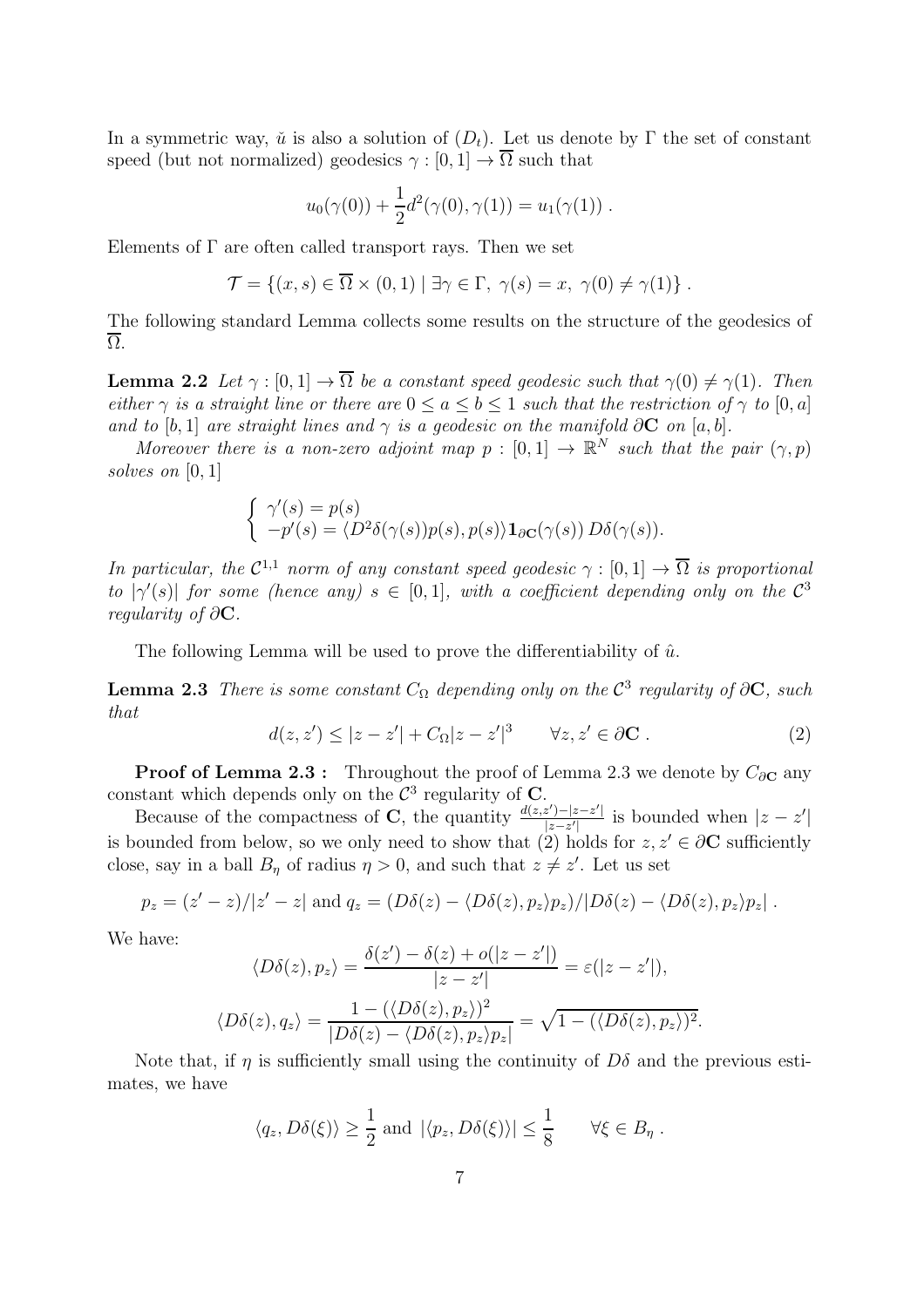In a symmetric way, $\check{u}$ is also a solution of $(D_t)$. Let us denote by $\Gamma$ the set of constant speed (but not normalized) geodesics $\gamma : [0,1] \to \overline{\Omega}$ such that

$$u_0(\gamma(0)) + \frac{1}{2} d^2(\gamma(0), \gamma(1)) = u_1(\gamma(1)) \ .$$

Elements of $\Gamma$ are often called transport rays. Then we set

$$\mathcal{T} = \{(x,s) \in \overline{\Omega} \times (0,1) \mid \exists \gamma \in \Gamma, \ \gamma(s) = x, \ \gamma(0) \neq \gamma(1)\} \ .$$

The following standard Lemma collects some results on the structure of the geodesics of $\overline{\Omega}$.

**Lemma 2.2** *Let $\gamma : [0,1] \to \overline{\Omega}$ be a constant speed geodesic such that $\gamma(0) \neq \gamma(1)$. Then either $\gamma$ is a straight line or there are $0 \leq a \leq b \leq 1$ such that the restriction of $\gamma$ to $[0,a]$ and to $[b,1]$ are straight lines and $\gamma$ is a geodesic on the manifold $\partial \mathbf{C}$ on $[a,b]$.*

*Moreover there is a non-zero adjoint map $p : [0,1] \to \mathbb{R}^N$ such that the pair $(\gamma, p)$ solves on $[0,1]$*

$$\begin{cases} \gamma'(s) = p(s) \\ -p'(s) = \langle D^2\delta(\gamma(s))p(s), p(s)\rangle \mathbf{1}_{\partial \mathbf{C}}(\gamma(s)) \, D\delta(\gamma(s)). \end{cases}$$

*In particular, the $\mathcal{C}^{1,1}$ norm of any constant speed geodesic $\gamma : [0,1] \to \overline{\Omega}$ is proportional to $|\gamma'(s)|$ for some (hence any) $s \in [0,1]$, with a coefficient depending only on the $\mathcal{C}^3$ regularity of $\partial \mathbf{C}$.*

The following Lemma will be used to prove the differentiability of $\hat{u}$.

**Lemma 2.3** *There is some constant $C_\Omega$ depending only on the $\mathcal{C}^3$ regularity of $\partial \mathbf{C}$, such that*

$$d(z,z') \leq |z - z'| + C_\Omega |z - z'|^3 \qquad \forall z, z' \in \partial \mathbf{C} \ . \tag{2}$$

**Proof of Lemma 2.3 :** Throughout the proof of Lemma 2.3 we denote by $C_{\partial \mathbf{C}}$ any constant which depends only on the $\mathcal{C}^3$ regularity of $\mathbf{C}$.

Because of the compactness of $\mathbf{C}$, the quantity $\frac{d(z,z') - |z-z'|}{|z-z'|}$ is bounded when $|z - z'|$ is bounded from below, so we only need to show that (2) holds for $z, z' \in \partial \mathbf{C}$ sufficiently close, say in a ball $B_\eta$ of radius $\eta > 0$, and such that $z \neq z'$. Let us set

$$p_z = (z' - z)/|z' - z| \text{ and } q_z = (D\delta(z) - \langle D\delta(z), p_z \rangle p_z)/|D\delta(z) - \langle D\delta(z), p_z\rangle p_z| \ .$$

We have:

$$\langle D\delta(z), p_z \rangle = \frac{\delta(z') - \delta(z) + o(|z - z'|)}{|z - z'|} = \varepsilon(|z - z'|),$$

$$\langle D\delta(z), q_z \rangle = \frac{1 - (\langle D\delta(z), p_z \rangle)^2}{|D\delta(z) - \langle D\delta(z), p_z \rangle p_z|} = \sqrt{1 - (\langle D\delta(z), p_z \rangle)^2}.$$

Note that, if $\eta$ is sufficiently small using the continuity of $D\delta$ and the previous estimates, we have

$$\langle q_z, D\delta(\xi) \rangle \geq \frac{1}{2} \text{ and } |\langle p_z, D\delta(\xi) \rangle| \leq \frac{1}{8} \qquad \forall \xi \in B_\eta \ .$$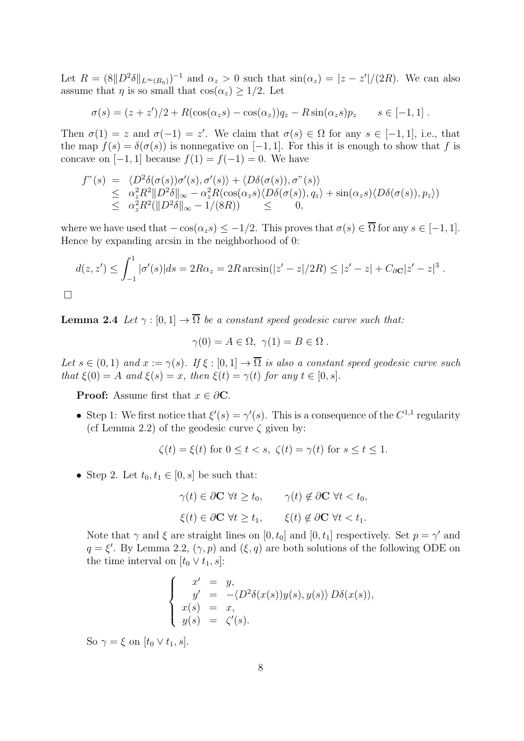Let $R = (8\|D^2\delta\|_{L^\infty(B_\eta)})^{-1}$ and $\alpha_z > 0$ such that $\sin(\alpha_z) = |z - z'|/(2R)$. We can also assume that $\eta$ is so small that $\cos(\alpha_z) \geq 1/2$. Let

$$\sigma(s) = (z + z')/2 + R(\cos(\alpha_z s) - \cos(\alpha_z))q_z - R\sin(\alpha_z s)p_z \qquad s \in [-1, 1]\ .$$

Then $\sigma(1) = z$ and $\sigma(-1) = z'$. We claim that $\sigma(s) \in \Omega$ for any $s \in [-1, 1]$, i.e., that the map $f(s) = \delta(\sigma(s))$ is nonnegative on $[-1, 1]$. For this it is enough to show that $f$ is concave on $[-1, 1]$ because $f(1) = f(-1) = 0$. We have

$$\begin{array}{rcl} f''(s) & = & \langle D^2\delta(\sigma(s))\sigma'(s), \sigma'(s)\rangle + \langle D\delta(\sigma(s)), \sigma''(s)\rangle \\ & \leq & \alpha_z^2 R^2 \|D^2\delta\|_\infty - \alpha_z^2 R(\cos(\alpha_z s)\langle D\delta(\sigma(s)), q_z\rangle + \sin(\alpha_z s)\langle D\delta(\sigma(s)), p_z\rangle) \\ & \leq & \alpha_z^2 R^2(\|D^2\delta\|_\infty - 1/(8R)) \qquad \leq \qquad 0, \end{array}$$

where we have used that $-\cos(\alpha_z s) \leq -1/2$. This proves that $\sigma(s) \in \overline{\Omega}$ for any $s \in [-1, 1]$. Hence by expanding arcsin in the neighborhood of 0:

$$d(z, z') \leq \int_{-1}^{1} |\sigma'(s)| ds = 2R\alpha_z = 2R\arcsin(|z' - z|/2R) \leq |z' - z| + C_{\partial \mathbf{C}}|z' - z|^3\ .$$

$\square$

**Lemma 2.4** *Let $\gamma : [0, 1] \to \overline{\Omega}$ be a constant speed geodesic curve such that:*

$$\gamma(0) = A \in \Omega,\ \ \gamma(1) = B \in \Omega\ .$$

*Let $s \in (0, 1)$ and $x := \gamma(s)$. If $\xi : [0, 1] \to \overline{\Omega}$ is also a constant speed geodesic curve such that $\xi(0) = A$ and $\xi(s) = x$, then $\xi(t) = \gamma(t)$ for any $t \in [0, s]$.*

**Proof:** Assume first that $x \in \partial\mathbf{C}$.

- Step 1: We first notice that $\xi'(s) = \gamma'(s)$. This is a consequence of the $C^{1,1}$ regularity (cf Lemma 2.2) of the geodesic curve $\zeta$ given by:

$$\zeta(t) = \xi(t) \text{ for } 0 \leq t < s,\ \ \zeta(t) = \gamma(t) \text{ for } s \leq t \leq 1.$$

- Step 2. Let $t_0, t_1 \in [0, s]$ be such that:

$$\gamma(t) \in \partial\mathbf{C}\ \forall t \geq t_0, \qquad \gamma(t) \notin \partial\mathbf{C}\ \forall t < t_0,$$

$$\xi(t) \in \partial\mathbf{C}\ \forall t \geq t_1, \qquad \xi(t) \notin \partial\mathbf{C}\ \forall t < t_1.$$

  Note that $\gamma$ and $\xi$ are straight lines on $[0, t_0]$ and $[0, t_1]$ respectively. Set $p = \gamma'$ and $q = \xi'$. By Lemma 2.2, $(\gamma, p)$ and $(\xi, q)$ are both solutions of the following ODE on the time interval on $[t_0 \vee t_1, s]$:

$$\left\{ \begin{array}{rcl} x' & = & y, \\ y' & = & -\langle D^2\delta(x(s))y(s), y(s)\rangle\, D\delta(x(s)), \\ x(s) & = & x, \\ y(s) & = & \zeta'(s). \end{array} \right.$$

  So $\gamma = \xi$ on $[t_0 \vee t_1, s]$.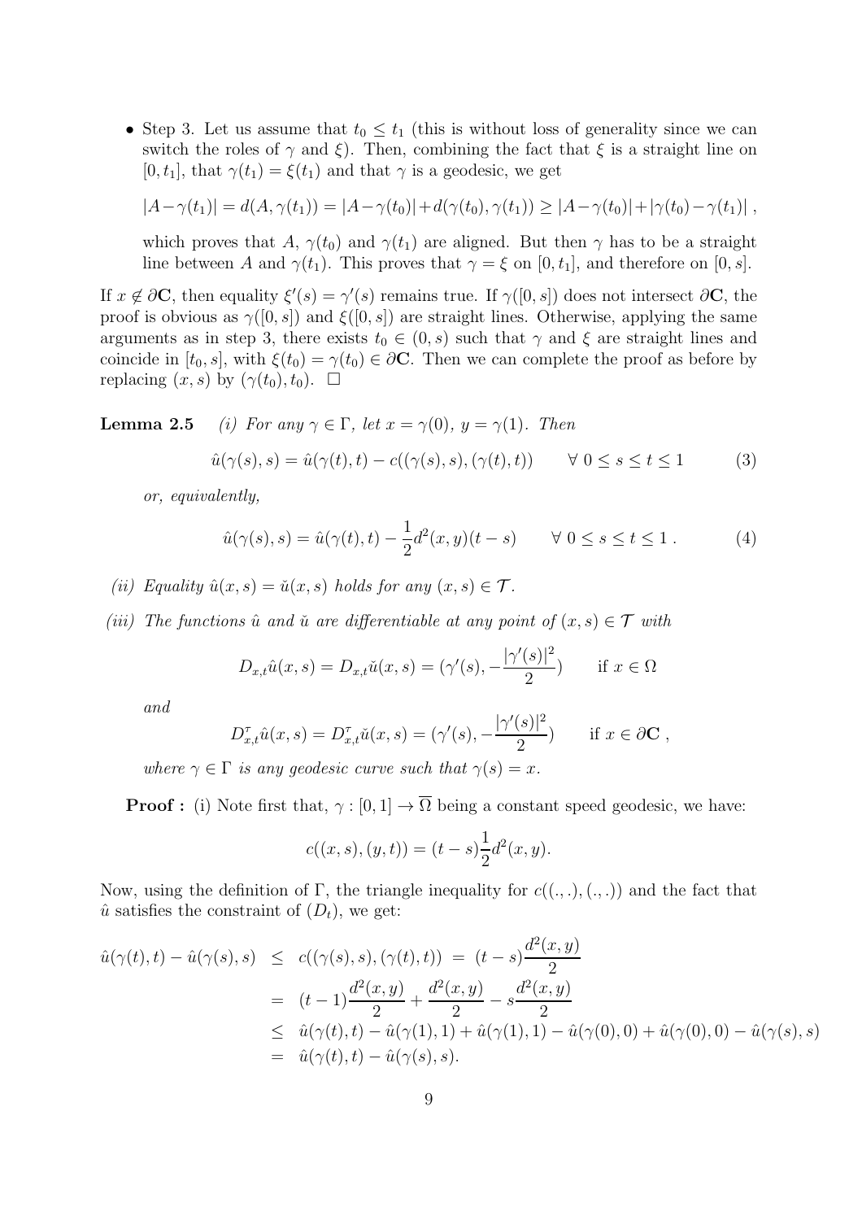- Step 3. Let us assume that $t_0 \leq t_1$ (this is without loss of generality since we can switch the roles of $\gamma$ and $\xi$). Then, combining the fact that $\xi$ is a straight line on $[0, t_1]$, that $\gamma(t_1) = \xi(t_1)$ and that $\gamma$ is a geodesic, we get

  $$|A - \gamma(t_1)| = d(A, \gamma(t_1)) = |A - \gamma(t_0)| + d(\gamma(t_0), \gamma(t_1)) \geq |A - \gamma(t_0)| + |\gamma(t_0) - \gamma(t_1)|,$$

  which proves that $A$, $\gamma(t_0)$ and $\gamma(t_1)$ are aligned. But then $\gamma$ has to be a straight line between $A$ and $\gamma(t_1)$. This proves that $\gamma = \xi$ on $[0, t_1]$, and therefore on $[0, s]$.

If $x \notin \partial \mathbf{C}$, then equality $\xi'(s) = \gamma'(s)$ remains true. If $\gamma([0, s])$ does not intersect $\partial \mathbf{C}$, the proof is obvious as $\gamma([0, s])$ and $\xi([0, s])$ are straight lines. Otherwise, applying the same arguments as in step 3, there exists $t_0 \in (0, s)$ such that $\gamma$ and $\xi$ are straight lines and coincide in $[t_0, s]$, with $\xi(t_0) = \gamma(t_0) \in \partial \mathbf{C}$. Then we can complete the proof as before by replacing $(x, s)$ by $(\gamma(t_0), t_0)$. $\square$

**Lemma 2.5** *(i) For any $\gamma \in \Gamma$, let $x = \gamma(0)$, $y = \gamma(1)$. Then*

$$\hat{u}(\gamma(s), s) = \hat{u}(\gamma(t), t) - c((\gamma(s), s), (\gamma(t), t)) \qquad \forall\ 0 \leq s \leq t \leq 1 \tag{3}$$

*or, equivalently,*

$$\hat{u}(\gamma(s), s) = \hat{u}(\gamma(t), t) - \frac{1}{2} d^2(x, y)(t - s) \qquad \forall\ 0 \leq s \leq t \leq 1\ . \tag{4}$$

*(ii) Equality $\hat{u}(x, s) = \check{u}(x, s)$ holds for any $(x, s) \in \mathcal{T}$.*

*(iii) The functions $\hat{u}$ and $\check{u}$ are differentiable at any point of $(x, s) \in \mathcal{T}$ with*

$$D_{x,t}\hat{u}(x, s) = D_{x,t}\check{u}(x, s) = (\gamma'(s), -\frac{|\gamma'(s)|^2}{2}) \qquad \text{if } x \in \Omega$$

*and*

$$D^{\tau}_{x,t}\hat{u}(x, s) = D^{\tau}_{x,t}\check{u}(x, s) = (\gamma'(s), -\frac{|\gamma'(s)|^2}{2}) \qquad \text{if } x \in \partial \mathbf{C}\ ,$$

*where $\gamma \in \Gamma$ is any geodesic curve such that $\gamma(s) = x$.*

**Proof :** (i) Note first that, $\gamma : [0, 1] \to \overline{\Omega}$ being a constant speed geodesic, we have:

$$c((x, s), (y, t)) = (t - s)\frac{1}{2} d^2(x, y).$$

Now, using the definition of $\Gamma$, the triangle inequality for $c((.,.), (.,.))$ and the fact that $\hat{u}$ satisfies the constraint of $(D_t)$, we get:

$$\begin{aligned}
\hat{u}(\gamma(t), t) - \hat{u}(\gamma(s), s) &\leq c((\gamma(s), s), (\gamma(t), t)) = (t - s)\frac{d^2(x, y)}{2} \\
&= (t - 1)\frac{d^2(x, y)}{2} + \frac{d^2(x, y)}{2} - s\frac{d^2(x, y)}{2} \\
&\leq \hat{u}(\gamma(t), t) - \hat{u}(\gamma(1), 1) + \hat{u}(\gamma(1), 1) - \hat{u}(\gamma(0), 0) + \hat{u}(\gamma(0), 0) - \hat{u}(\gamma(s), s) \\
&= \hat{u}(\gamma(t), t) - \hat{u}(\gamma(s), s).
\end{aligned}$$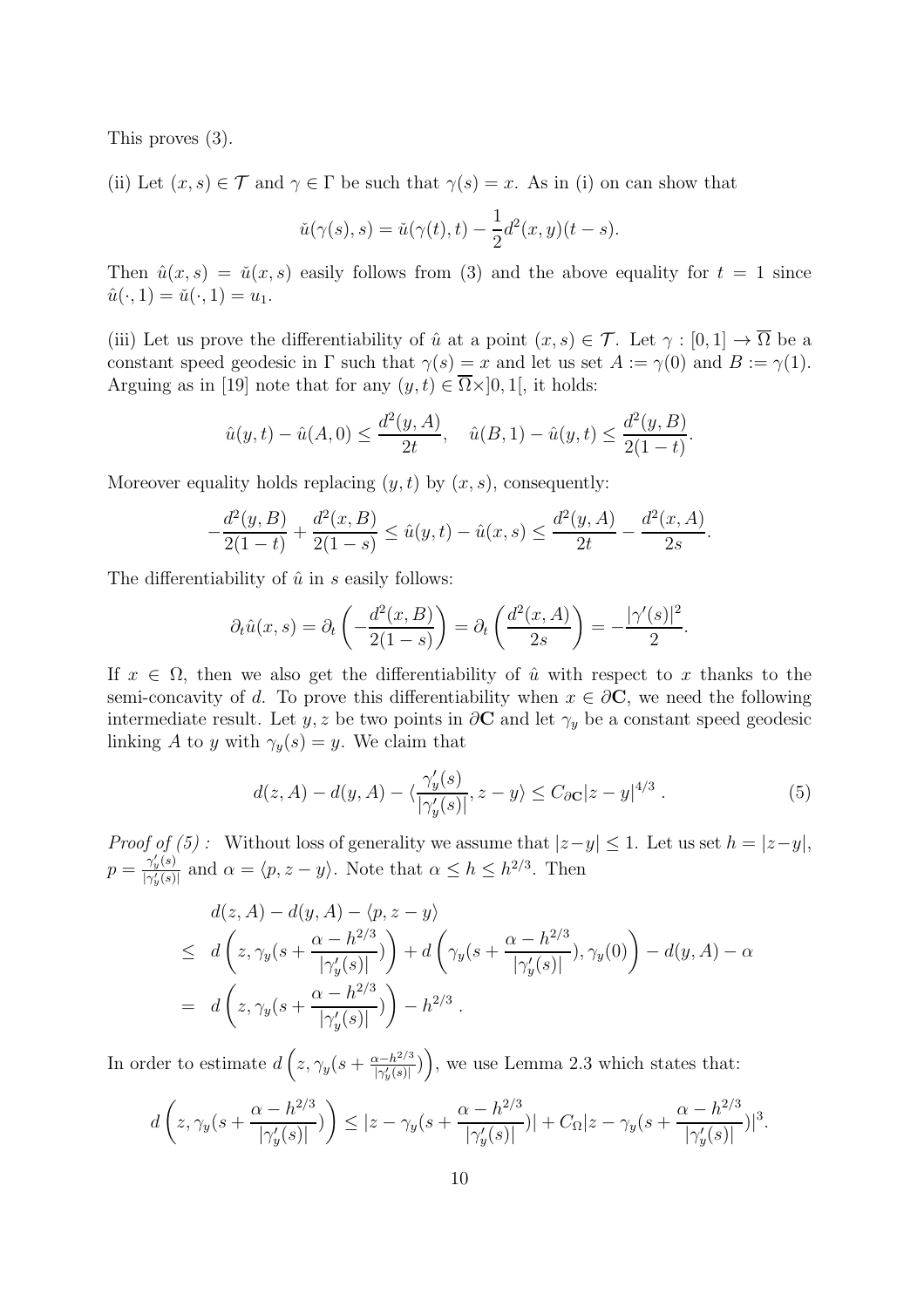This proves (3).

(ii) Let $(x, s) \in \mathcal{T}$ and $\gamma \in \Gamma$ be such that $\gamma(s) = x$. As in (i) on can show that

$$\check{u}(\gamma(s), s) = \check{u}(\gamma(t), t) - \frac{1}{2}d^2(x, y)(t - s).$$

Then $\hat{u}(x, s) = \check{u}(x, s)$ easily follows from (3) and the above equality for $t = 1$ since $\hat{u}(\cdot, 1) = \check{u}(\cdot, 1) = u_1$.

(iii) Let us prove the differentiability of $\hat{u}$ at a point $(x, s) \in \mathcal{T}$. Let $\gamma : [0, 1] \to \overline{\Omega}$ be a constant speed geodesic in $\Gamma$ such that $\gamma(s) = x$ and let us set $A := \gamma(0)$ and $B := \gamma(1)$. Arguing as in [19] note that for any $(y, t) \in \overline{\Omega} \times ]0, 1[$, it holds:

$$\hat{u}(y, t) - \hat{u}(A, 0) \leq \frac{d^2(y, A)}{2t}, \quad \hat{u}(B, 1) - \hat{u}(y, t) \leq \frac{d^2(y, B)}{2(1 - t)}.$$

Moreover equality holds replacing $(y, t)$ by $(x, s)$, consequently:

$$-\frac{d^2(y, B)}{2(1 - t)} + \frac{d^2(x, B)}{2(1 - s)} \leq \hat{u}(y, t) - \hat{u}(x, s) \leq \frac{d^2(y, A)}{2t} - \frac{d^2(x, A)}{2s}.$$

The differentiability of $\hat{u}$ in $s$ easily follows:

$$\partial_t \hat{u}(x, s) = \partial_t \left( -\frac{d^2(x, B)}{2(1 - s)} \right) = \partial_t \left( \frac{d^2(x, A)}{2s} \right) = -\frac{|\gamma'(s)|^2}{2}.$$

If $x \in \Omega$, then we also get the differentiability of $\hat{u}$ with respect to $x$ thanks to the semi-concavity of $d$. To prove this differentiability when $x \in \partial \mathbf{C}$, we need the following intermediate result. Let $y, z$ be two points in $\partial \mathbf{C}$ and let $\gamma_y$ be a constant speed geodesic linking $A$ to $y$ with $\gamma_y(s) = y$. We claim that

$$d(z, A) - d(y, A) - \langle \frac{\gamma_y'(s)}{|\gamma_y'(s)|}, z - y \rangle \leq C_{\partial \mathbf{C}} |z - y|^{4/3} \,. \tag{5}$$

*Proof of (5) :* Without loss of generality we assume that $|z - y| \leq 1$. Let us set $h = |z - y|$, $p = \frac{\gamma_y'(s)}{|\gamma_y'(s)|}$ and $\alpha = \langle p, z - y \rangle$. Note that $\alpha \leq h \leq h^{2/3}$. Then

$$\begin{aligned}
& d(z, A) - d(y, A) - \langle p, z - y \rangle \\
\leq \;& d\left(z, \gamma_y(s + \frac{\alpha - h^{2/3}}{|\gamma_y'(s)|})\right) + d\left(\gamma_y(s + \frac{\alpha - h^{2/3}}{|\gamma_y'(s)|}), \gamma_y(0)\right) - d(y, A) - \alpha \\
= \;& d\left(z, \gamma_y(s + \frac{\alpha - h^{2/3}}{|\gamma_y'(s)|})\right) - h^{2/3} \,.
\end{aligned}$$

In order to estimate $d\left(z, \gamma_y(s + \frac{\alpha - h^{2/3}}{|\gamma_y'(s)|})\right)$, we use Lemma 2.3 which states that:

$$d\left(z, \gamma_y(s + \frac{\alpha - h^{2/3}}{|\gamma_y'(s)|})\right) \leq |z - \gamma_y(s + \frac{\alpha - h^{2/3}}{|\gamma_y'(s)|})| + C_\Omega |z - \gamma_y(s + \frac{\alpha - h^{2/3}}{|\gamma_y'(s)|})|^3.$$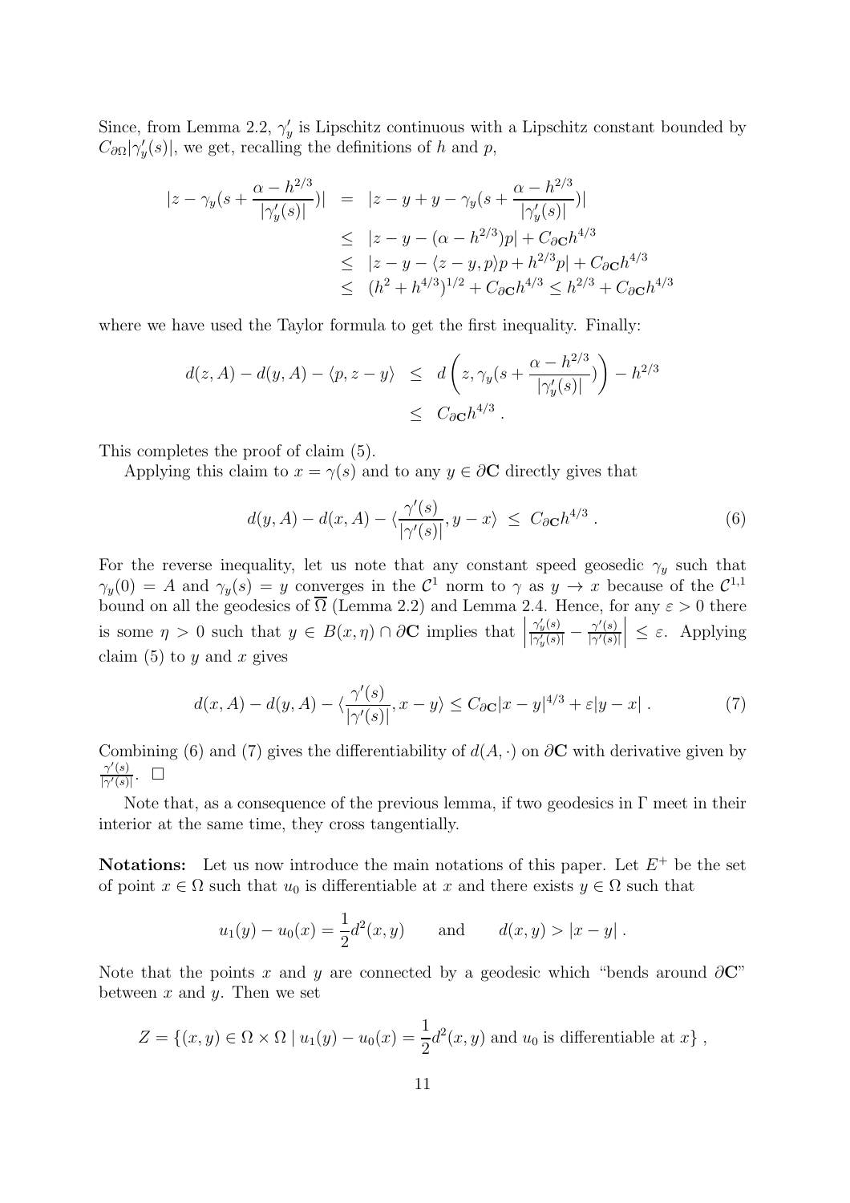Since, from Lemma 2.2, $\gamma_y'$ is Lipschitz continuous with a Lipschitz constant bounded by $C_{\partial\Omega}|\gamma_y'(s)|$, we get, recalling the definitions of $h$ and $p$,

$$
\begin{aligned}
|z-\gamma_y(s+\frac{\alpha-h^{2/3}}{|\gamma_y'(s)|})| &= |z-y+y-\gamma_y(s+\frac{\alpha-h^{2/3}}{|\gamma_y'(s)|})| \\
&\leq |z-y-(\alpha-h^{2/3})p| + C_{\partial\mathbf{C}}h^{4/3} \\
&\leq |z-y-\langle z-y,p\rangle p + h^{2/3}p| + C_{\partial\mathbf{C}}h^{4/3} \\
&\leq (h^2+h^{4/3})^{1/2} + C_{\partial\mathbf{C}}h^{4/3} \leq h^{2/3} + C_{\partial\mathbf{C}}h^{4/3}
\end{aligned}
$$

where we have used the Taylor formula to get the first inequality. Finally:

$$
\begin{aligned}
d(z,A)-d(y,A)-\langle p,z-y\rangle &\leq d\left(z,\gamma_y(s+\frac{\alpha-h^{2/3}}{|\gamma_y'(s)|})\right) - h^{2/3} \\
&\leq C_{\partial\mathbf{C}}h^{4/3}\,.
\end{aligned}
$$

This completes the proof of claim (5).

Applying this claim to $x=\gamma(s)$ and to any $y\in\partial\mathbf{C}$ directly gives that

$$
d(y,A)-d(x,A)-\langle\frac{\gamma'(s)}{|\gamma'(s)|},y-x\rangle \;\leq\; C_{\partial\mathbf{C}}h^{4/3}\,. \tag{6}
$$

For the reverse inequality, let us note that any constant speed geosedic $\gamma_y$ such that $\gamma_y(0)=A$ and $\gamma_y(s)=y$ converges in the $\mathcal{C}^1$ norm to $\gamma$ as $y\to x$ because of the $\mathcal{C}^{1,1}$ bound on all the geodesics of $\overline{\Omega}$ (Lemma 2.2) and Lemma 2.4. Hence, for any $\varepsilon>0$ there is some $\eta>0$ such that $y\in B(x,\eta)\cap\partial\mathbf{C}$ implies that $\left|\frac{\gamma_y'(s)}{|\gamma_y'(s)|}-\frac{\gamma'(s)}{|\gamma'(s)|}\right|\leq\varepsilon$. Applying claim (5) to $y$ and $x$ gives

$$
d(x,A)-d(y,A)-\langle\frac{\gamma'(s)}{|\gamma'(s)|},x-y\rangle \leq C_{\partial\mathbf{C}}|x-y|^{4/3}+\varepsilon|y-x|\,. \tag{7}
$$

Combining (6) and (7) gives the differentiability of $d(A,\cdot)$ on $\partial\mathbf{C}$ with derivative given by $\frac{\gamma'(s)}{|\gamma'(s)|}$. $\square$

Note that, as a consequence of the previous lemma, if two geodesics in $\Gamma$ meet in their interior at the same time, they cross tangentially.

**Notations:** Let us now introduce the main notations of this paper. Let $E^+$ be the set of point $x\in\Omega$ such that $u_0$ is differentiable at $x$ and there exists $y\in\Omega$ such that

$$
u_1(y)-u_0(x)=\frac{1}{2}d^2(x,y) \qquad \text{and} \qquad d(x,y)>|x-y|\,.
$$

Note that the points $x$ and $y$ are connected by a geodesic which "bends around $\partial\mathbf{C}$" between $x$ and $y$. Then we set

$$
Z=\{(x,y)\in\Omega\times\Omega\mid u_1(y)-u_0(x)=\frac{1}{2}d^2(x,y) \text{ and } u_0 \text{ is differentiable at } x\}\,,
$$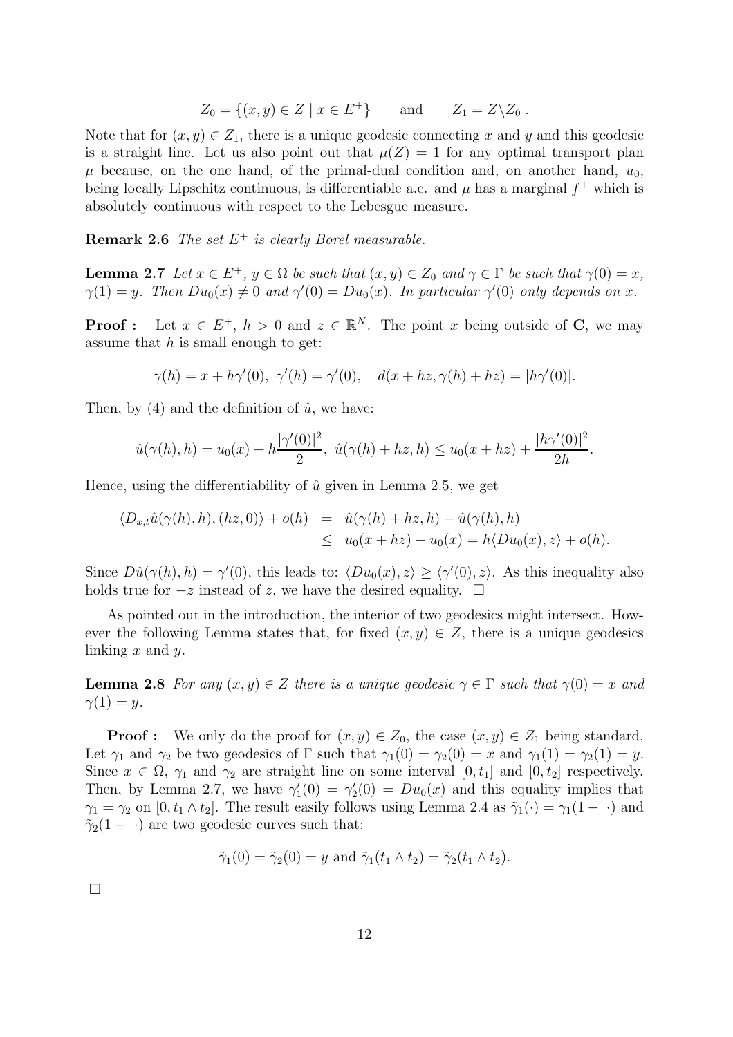$$Z_0 = \{(x,y) \in Z \mid x \in E^+\} \qquad \text{and} \qquad Z_1 = Z \backslash Z_0 \, .$$

Note that for $(x,y) \in Z_1$, there is a unique geodesic connecting $x$ and $y$ and this geodesic is a straight line. Let us also point out that $\mu(Z) = 1$ for any optimal transport plan $\mu$ because, on the one hand, of the primal-dual condition and, on another hand, $u_0$, being locally Lipschitz continuous, is differentiable a.e. and $\mu$ has a marginal $f^+$ which is absolutely continuous with respect to the Lebesgue measure.

**Remark 2.6** *The set $E^+$ is clearly Borel measurable.*

**Lemma 2.7** *Let $x \in E^+$, $y \in \Omega$ be such that $(x,y) \in Z_0$ and $\gamma \in \Gamma$ be such that $\gamma(0) = x$, $\gamma(1) = y$. Then $Du_0(x) \neq 0$ and $\gamma'(0) = Du_0(x)$. In particular $\gamma'(0)$ only depends on $x$.*

**Proof :** Let $x \in E^+$, $h > 0$ and $z \in \mathbb{R}^N$. The point $x$ being outside of $\mathbf{C}$, we may assume that $h$ is small enough to get:

$$\gamma(h) = x + h\gamma'(0), \;\; \gamma'(h) = \gamma'(0), \quad d(x + hz, \gamma(h) + hz) = |h\gamma'(0)|.$$

Then, by (4) and the definition of $\hat{u}$, we have:

$$\hat{u}(\gamma(h), h) = u_0(x) + h\frac{|\gamma'(0)|^2}{2}, \;\; \hat{u}(\gamma(h) + hz, h) \leq u_0(x + hz) + \frac{|h\gamma'(0)|^2}{2h}.$$

Hence, using the differentiability of $\hat{u}$ given in Lemma 2.5, we get

$$\begin{aligned} \langle D_{x,t}\hat{u}(\gamma(h), h), (hz, 0)\rangle + o(h) &= \hat{u}(\gamma(h) + hz, h) - \hat{u}(\gamma(h), h) \\ &\leq u_0(x + hz) - u_0(x) = h\langle Du_0(x), z\rangle + o(h). \end{aligned}$$

Since $D\hat{u}(\gamma(h), h) = \gamma'(0)$, this leads to: $\langle Du_0(x), z\rangle \geq \langle \gamma'(0), z\rangle$. As this inequality also holds true for $-z$ instead of $z$, we have the desired equality. $\Box$

As pointed out in the introduction, the interior of two geodesics might intersect. However the following Lemma states that, for fixed $(x,y) \in Z$, there is a unique geodesics linking $x$ and $y$.

**Lemma 2.8** *For any $(x,y) \in Z$ there is a unique geodesic $\gamma \in \Gamma$ such that $\gamma(0) = x$ and $\gamma(1) = y$.*

**Proof :** We only do the proof for $(x,y) \in Z_0$, the case $(x,y) \in Z_1$ being standard. Let $\gamma_1$ and $\gamma_2$ be two geodesics of $\Gamma$ such that $\gamma_1(0) = \gamma_2(0) = x$ and $\gamma_1(1) = \gamma_2(1) = y$. Since $x \in \Omega$, $\gamma_1$ and $\gamma_2$ are straight line on some interval $[0, t_1]$ and $[0, t_2]$ respectively. Then, by Lemma 2.7, we have $\gamma_1'(0) = \gamma_2'(0) = Du_0(x)$ and this equality implies that $\gamma_1 = \gamma_2$ on $[0, t_1 \wedge t_2]$. The result easily follows using Lemma 2.4 as $\tilde{\gamma}_1(\cdot) = \gamma_1(1 - \cdot)$ and $\tilde{\gamma}_2(1 - \cdot)$ are two geodesic curves such that:

$$\tilde{\gamma}_1(0) = \tilde{\gamma}_2(0) = y \text{ and } \tilde{\gamma}_1(t_1 \wedge t_2) = \tilde{\gamma}_2(t_1 \wedge t_2).$$

$\Box$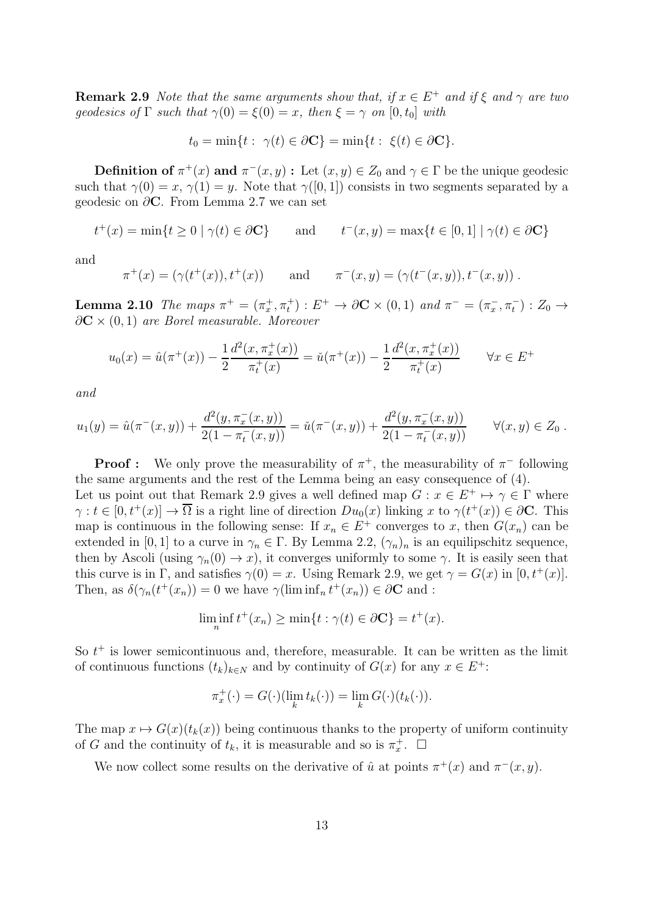**Remark 2.9** *Note that the same arguments show that, if $x \in E^+$ and if $\xi$ and $\gamma$ are two geodesics of $\Gamma$ such that $\gamma(0) = \xi(0) = x$, then $\xi = \gamma$ on $[0, t_0]$ with*

$$t_0 = \min\{t : \ \gamma(t) \in \partial\mathbf{C}\} = \min\{t : \ \xi(t) \in \partial\mathbf{C}\}.$$

**Definition of $\pi^+(x)$ and $\pi^-(x, y)$ :** Let $(x, y) \in Z_0$ and $\gamma \in \Gamma$ be the unique geodesic such that $\gamma(0) = x$, $\gamma(1) = y$. Note that $\gamma([0, 1])$ consists in two segments separated by a geodesic on $\partial\mathbf{C}$. From Lemma 2.7 we can set

$$t^+(x) = \min\{t \geq 0 \mid \gamma(t) \in \partial\mathbf{C}\} \qquad \text{and} \qquad t^-(x, y) = \max\{t \in [0, 1] \mid \gamma(t) \in \partial\mathbf{C}\}$$

and

$$\pi^+(x) = (\gamma(t^+(x)), t^+(x)) \qquad \text{and} \qquad \pi^-(x, y) = (\gamma(t^-(x, y)), t^-(x, y)) \ .$$

**Lemma 2.10** *The maps $\pi^+ = (\pi^+_x, \pi^+_t) : E^+ \to \partial\mathbf{C} \times (0, 1)$ and $\pi^- = (\pi^-_x, \pi^-_t) : Z_0 \to \partial\mathbf{C} \times (0, 1)$ are Borel measurable. Moreover*

$$u_0(x) = \hat{u}(\pi^+(x)) - \frac{1}{2}\frac{d^2(x, \pi^+_x(x))}{\pi^+_t(x)} = \check{u}(\pi^+(x)) - \frac{1}{2}\frac{d^2(x, \pi^+_x(x))}{\pi^+_t(x)} \qquad \forall x \in E^+$$

*and*

$$u_1(y) = \hat{u}(\pi^-(x, y)) + \frac{d^2(y, \pi^-_x(x, y))}{2(1 - \pi^-_t(x, y))} = \check{u}(\pi^-(x, y)) + \frac{d^2(y, \pi^-_x(x, y))}{2(1 - \pi^-_t(x, y))} \qquad \forall (x, y) \in Z_0 \ .$$

**Proof :** We only prove the measurability of $\pi^+$, the measurability of $\pi^-$ following the same arguments and the rest of the Lemma being an easy consequence of (4).
Let us point out that Remark 2.9 gives a well defined map $G : x \in E^+ \mapsto \gamma \in \Gamma$ where $\gamma : t \in [0, t^+(x)] \to \overline{\Omega}$ is a right line of direction $Du_0(x)$ linking $x$ to $\gamma(t^+(x)) \in \partial\mathbf{C}$. This map is continuous in the following sense: If $x_n \in E^+$ converges to $x$, then $G(x_n)$ can be extended in $[0, 1]$ to a curve in $\gamma_n \in \Gamma$. By Lemma 2.2, $(\gamma_n)_n$ is an equilipschitz sequence, then by Ascoli (using $\gamma_n(0) \to x$), it converges uniformly to some $\gamma$. It is easily seen that this curve is in $\Gamma$, and satisfies $\gamma(0) = x$. Using Remark 2.9, we get $\gamma = G(x)$ in $[0, t^+(x)]$. Then, as $\delta(\gamma_n(t^+(x_n)) = 0$ we have $\gamma(\liminf_n t^+(x_n)) \in \partial\mathbf{C}$ and :

$$\liminf_n t^+(x_n) \geq \min\{t : \gamma(t) \in \partial\mathbf{C}\} = t^+(x).$$

So $t^+$ is lower semicontinuous and, therefore, measurable. It can be written as the limit of continuous functions $(t_k)_{k \in N}$ and by continuity of $G(x)$ for any $x \in E^+$:

$$\pi^+_x(\cdot) = G(\cdot)(\lim_k t_k(\cdot)) = \lim_k G(\cdot)(t_k(\cdot)).$$

The map $x \mapsto G(x)(t_k(x))$ being continuous thanks to the property of uniform continuity of $G$ and the continuity of $t_k$, it is measurable and so is $\pi^+_x$. $\square$

We now collect some results on the derivative of $\hat{u}$ at points $\pi^+(x)$ and $\pi^-(x, y)$.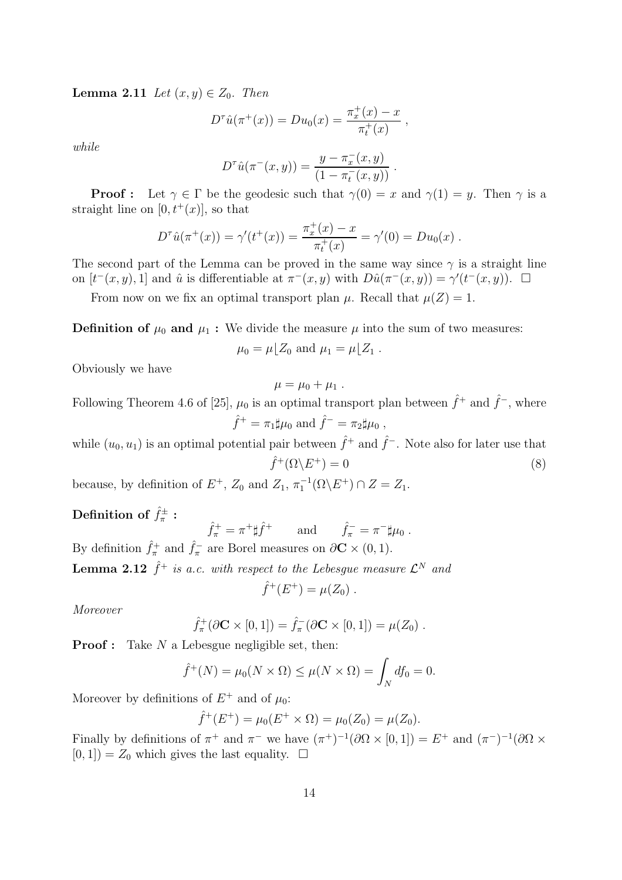**Lemma 2.11** *Let $(x,y) \in Z_0$. Then*

$$D^\tau \hat{u}(\pi^+(x)) = Du_0(x) = \frac{\pi_x^+(x) - x}{\pi_t^+(x)} ,$$

*while*

$$D^\tau \hat{u}(\pi^-(x,y)) = \frac{y - \pi_x^-(x,y)}{(1 - \pi_t^-(x,y))} .$$

**Proof :** Let $\gamma \in \Gamma$ be the geodesic such that $\gamma(0) = x$ and $\gamma(1) = y$. Then $\gamma$ is a straight line on $[0, t^+(x)]$, so that

$$D^\tau \hat{u}(\pi^+(x)) = \gamma'(t^+(x)) = \frac{\pi_x^+(x) - x}{\pi_t^+(x)} = \gamma'(0) = Du_0(x) .$$

The second part of the Lemma can be proved in the same way since $\gamma$ is a straight line on $[t^-(x,y), 1]$ and $\hat{u}$ is differentiable at $\pi^-(x,y)$ with $D\hat{u}(\pi^-(x,y)) = \gamma'(t^-(x,y))$. $\square$

From now on we fix an optimal transport plan $\mu$. Recall that $\mu(Z) = 1$.

**Definition of $\mu_0$ and $\mu_1$ :** We divide the measure $\mu$ into the sum of two measures:

$$\mu_0 = \mu\lfloor Z_0 \text{ and } \mu_1 = \mu\lfloor Z_1 .$$

Obviously we have

$$\mu = \mu_0 + \mu_1 .$$

Following Theorem 4.6 of [25], $\mu_0$ is an optimal transport plan between $\hat{f}^+$ and $\hat{f}^-$, where

$$\hat{f}^+ = \pi_1\sharp\mu_0 \text{ and } \hat{f}^- = \pi_2\sharp\mu_0 ,$$

while $(u_0, u_1)$ is an optimal potential pair between $\hat{f}^+$ and $\hat{f}^-$. Note also for later use that

$$\hat{f}^+(\Omega \backslash E^+) = 0 \tag{8}$$

because, by definition of $E^+$, $Z_0$ and $Z_1$, $\pi_1^{-1}(\Omega\backslash E^+) \cap Z = Z_1$.

**Definition of $\hat{f}^\pm_\pi$ :**

$$\hat{f}^+_\pi = \pi^+\sharp\hat{f}^+ \qquad \text{and} \qquad \hat{f}^-_\pi = \pi^-\sharp\mu_0 .$$

By definition $\hat{f}^+_\pi$ and $\hat{f}^-_\pi$ are Borel measures on $\partial\mathbf{C} \times (0,1)$.

**Lemma 2.12** *$\hat{f}^+$ is a.c. with respect to the Lebesgue measure $\mathcal{L}^N$ and*

$$\hat{f}^+(E^+) = \mu(Z_0) .$$

*Moreover*

$$\hat{f}^+_\pi(\partial\mathbf{C} \times [0,1]) = \hat{f}^-_\pi(\partial\mathbf{C} \times [0,1]) = \mu(Z_0) .$$

**Proof :** Take $N$ a Lebesgue negligible set, then:

$$\hat{f}^+(N) = \mu_0(N \times \Omega) \leq \mu(N \times \Omega) = \int_N df_0 = 0.$$

Moreover by definitions of $E^+$ and of $\mu_0$:

$$\hat{f}^+(E^+) = \mu_0(E^+ \times \Omega) = \mu_0(Z_0) = \mu(Z_0).$$

Finally by definitions of $\pi^+$ and $\pi^-$ we have $(\pi^+)^{-1}(\partial\Omega \times [0,1]) = E^+$ and $(\pi^-)^{-1}(\partial\Omega \times [0,1]) = Z_0$ which gives the last equality. $\square$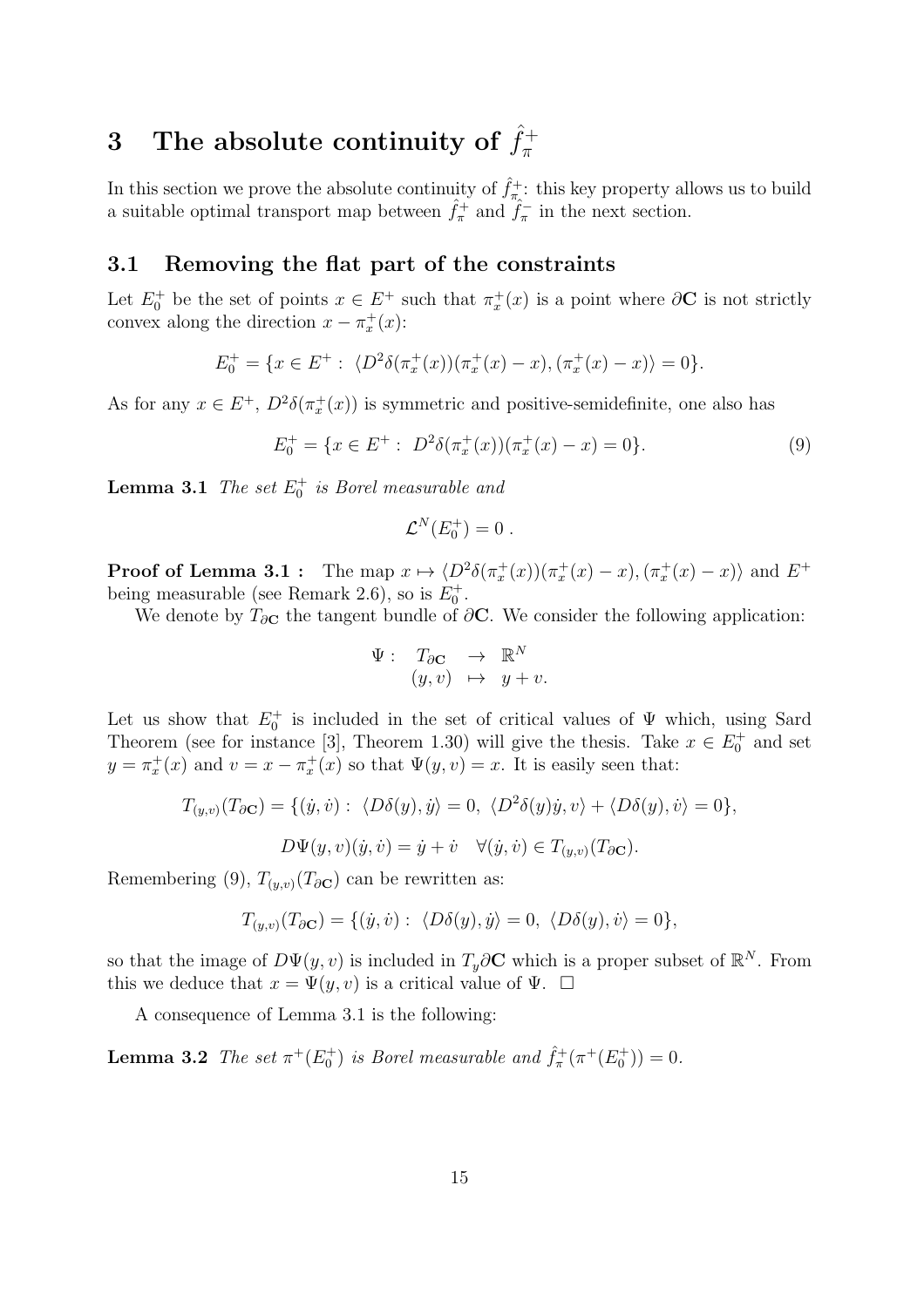# 3 The absolute continuity of $\hat{f}_\pi^+$

In this section we prove the absolute continuity of $\hat{f}_\pi^+$: this key property allows us to build a suitable optimal transport map between $\hat{f}_\pi^+$ and $\hat{f}_\pi^-$ in the next section.

## 3.1 Removing the flat part of the constraints

Let $E_0^+$ be the set of points $x \in E^+$ such that $\pi_x^+(x)$ is a point where $\partial\mathbf{C}$ is not strictly convex along the direction $x - \pi_x^+(x)$:

$$E_0^+ = \{x \in E^+ : \langle D^2\delta(\pi_x^+(x))(\pi_x^+(x) - x), (\pi_x^+(x) - x)\rangle = 0\}.$$

As for any $x \in E^+$, $D^2\delta(\pi_x^+(x))$ is symmetric and positive-semidefinite, one also has

$$E_0^+ = \{x \in E^+ : D^2\delta(\pi_x^+(x))(\pi_x^+(x) - x) = 0\}. \tag{9}$$

**Lemma 3.1** *The set $E_0^+$ is Borel measurable and*

$$\mathcal{L}^N(E_0^+) = 0 .$$

**Proof of Lemma 3.1 :** The map $x \mapsto \langle D^2\delta(\pi_x^+(x))(\pi_x^+(x) - x), (\pi_x^+(x) - x)\rangle$ and $E^+$ being measurable (see Remark 2.6), so is $E_0^+$.

We denote by $T_{\partial\mathbf{C}}$ the tangent bundle of $\partial\mathbf{C}$. We consider the following application:

$$\begin{array}{rccc} \Psi : & T_{\partial\mathbf{C}} & \to & \mathbb{R}^N \\ & (y, v) & \mapsto & y + v. \end{array}$$

Let us show that $E_0^+$ is included in the set of critical values of $\Psi$ which, using Sard Theorem (see for instance [3], Theorem 1.30) will give the thesis. Take $x \in E_0^+$ and set $y = \pi_x^+(x)$ and $v = x - \pi_x^+(x)$ so that $\Psi(y, v) = x$. It is easily seen that:

$$T_{(y,v)}(T_{\partial\mathbf{C}}) = \{(\dot{y}, \dot{v}) : \langle D\delta(y), \dot{y}\rangle = 0,\ \langle D^2\delta(y)\dot{y}, v\rangle + \langle D\delta(y), \dot{v}\rangle = 0\},$$

$$D\Psi(y, v)(\dot{y}, \dot{v}) = \dot{y} + \dot{v} \quad \forall(\dot{y}, \dot{v}) \in T_{(y,v)}(T_{\partial\mathbf{C}}).$$

Remembering (9), $T_{(y,v)}(T_{\partial\mathbf{C}})$ can be rewritten as:

$$T_{(y,v)}(T_{\partial\mathbf{C}}) = \{(\dot{y}, \dot{v}) : \langle D\delta(y), \dot{y}\rangle = 0,\ \langle D\delta(y), \dot{v}\rangle = 0\},$$

so that the image of $D\Psi(y, v)$ is included in $T_y\partial\mathbf{C}$ which is a proper subset of $\mathbb{R}^N$. From this we deduce that $x = \Psi(y, v)$ is a critical value of $\Psi$. $\square$

A consequence of Lemma 3.1 is the following:

**Lemma 3.2** *The set $\pi^+(E_0^+)$ is Borel measurable and $\hat{f}_\pi^+(\pi^+(E_0^+)) = 0$.*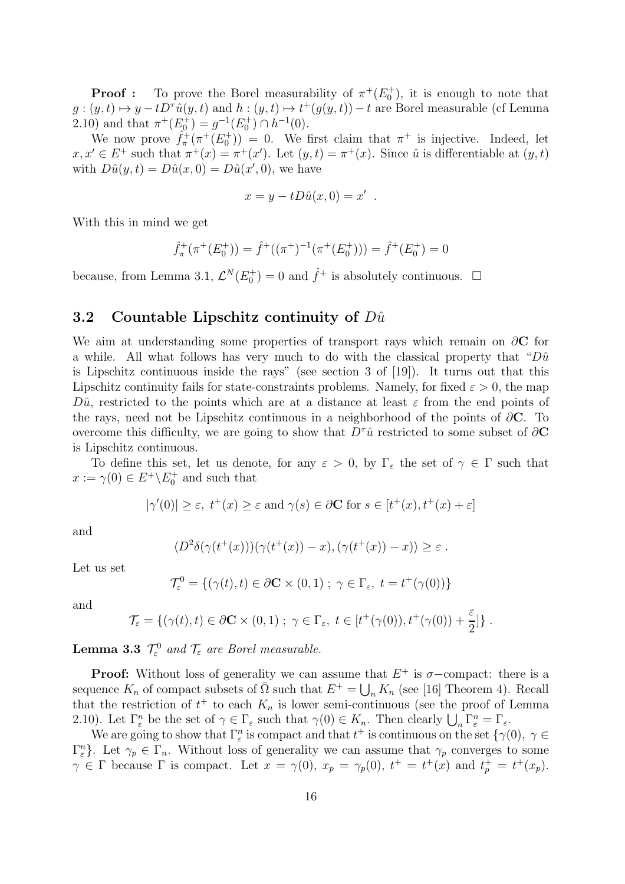**Proof :** To prove the Borel measurability of $\pi^+(E_0^+)$, it is enough to note that $g : (y,t) \mapsto y - tD^\tau \hat{u}(y,t)$ and $h : (y,t) \mapsto t^+(g(y,t)) - t$ are Borel measurable (cf Lemma 2.10) and that $\pi^+(E_0^+) = g^{-1}(E_0^+) \cap h^{-1}(0)$.

We now prove $\hat{f}_\pi^+(\pi^+(E_0^+)) = 0$. We first claim that $\pi^+$ is injective. Indeed, let $x, x' \in E^+$ such that $\pi^+(x) = \pi^+(x')$. Let $(y,t) = \pi^+(x)$. Since $\hat{u}$ is differentiable at $(y,t)$ with $D\hat{u}(y,t) = D\hat{u}(x,0) = D\hat{u}(x',0)$, we have

$$x = y - tD\hat{u}(x,0) = x' \ .$$

With this in mind we get

$$\hat{f}_\pi^+(\pi^+(E_0^+)) = \hat{f}^+((\pi^+)^{-1}(\pi^+(E_0^+))) = \hat{f}^+(E_0^+) = 0$$

because, from Lemma 3.1, $\mathcal{L}^N(E_0^+) = 0$ and $\hat{f}^+$ is absolutely continuous. $\Box$

### 3.2 Countable Lipschitz continuity of $D\hat{u}$

We aim at understanding some properties of transport rays which remain on $\partial\mathbf{C}$ for a while. All what follows has very much to do with the classical property that "$D\hat{u}$ is Lipschitz continuous inside the rays" (see section 3 of [19]). It turns out that this Lipschitz continuity fails for state-constraints problems. Namely, for fixed $\varepsilon > 0$, the map $D\hat{u}$, restricted to the points which are at a distance at least $\varepsilon$ from the end points of the rays, need not be Lipschitz continuous in a neighborhood of the points of $\partial\mathbf{C}$. To overcome this difficulty, we are going to show that $D^\tau\hat{u}$ restricted to some subset of $\partial\mathbf{C}$ is Lipschitz continuous.

To define this set, let us denote, for any $\varepsilon > 0$, by $\Gamma_\varepsilon$ the set of $\gamma \in \Gamma$ such that $x := \gamma(0) \in E^+ \backslash E_0^+$ and such that

$$|\gamma'(0)| \geq \varepsilon, \ t^+(x) \geq \varepsilon \text{ and } \gamma(s) \in \partial\mathbf{C} \text{ for } s \in [t^+(x), t^+(x) + \varepsilon]$$

and

$$\langle D^2\delta(\gamma(t^+(x)))(\gamma(t^+(x)) - x), (\gamma(t^+(x)) - x)\rangle \geq \varepsilon \ .$$

Let us set

$$\mathcal{T}_\varepsilon^0 = \{(\gamma(t), t) \in \partial\mathbf{C} \times (0,1) \ ; \ \gamma \in \Gamma_\varepsilon, \ t = t^+(\gamma(0))\}$$

and

$$\mathcal{T}_\varepsilon = \{(\gamma(t), t) \in \partial\mathbf{C} \times (0,1) \ ; \ \gamma \in \Gamma_\varepsilon, \ t \in [t^+(\gamma(0)), t^+(\gamma(0)) + \frac{\varepsilon}{2}]\} \ .$$

**Lemma 3.3** *$\mathcal{T}_\varepsilon^0$ and $\mathcal{T}_\varepsilon$ are Borel measurable.*

**Proof:** Without loss of generality we can assume that $E^+$ is $\sigma-$compact: there is a sequence $K_n$ of compact subsets of $\bar{\Omega}$ such that $E^+ = \bigcup_n K_n$ (see [16] Theorem 4). Recall that the restriction of $t^+$ to each $K_n$ is lower semi-continuous (see the proof of Lemma 2.10). Let $\Gamma_\varepsilon^n$ be the set of $\gamma \in \Gamma_\varepsilon$ such that $\gamma(0) \in K_n$. Then clearly $\bigcup_n \Gamma_\varepsilon^n = \Gamma_\varepsilon$.

We are going to show that $\Gamma_\varepsilon^n$ is compact and that $t^+$ is continuous on the set $\{\gamma(0), \ \gamma \in \Gamma_\varepsilon^n\}$. Let $\gamma_p \in \Gamma_n$. Without loss of generality we can assume that $\gamma_p$ converges to some $\gamma \in \Gamma$ because $\Gamma$ is compact. Let $x = \gamma(0)$, $x_p = \gamma_p(0)$, $t^+ = t^+(x)$ and $t_p^+ = t^+(x_p)$.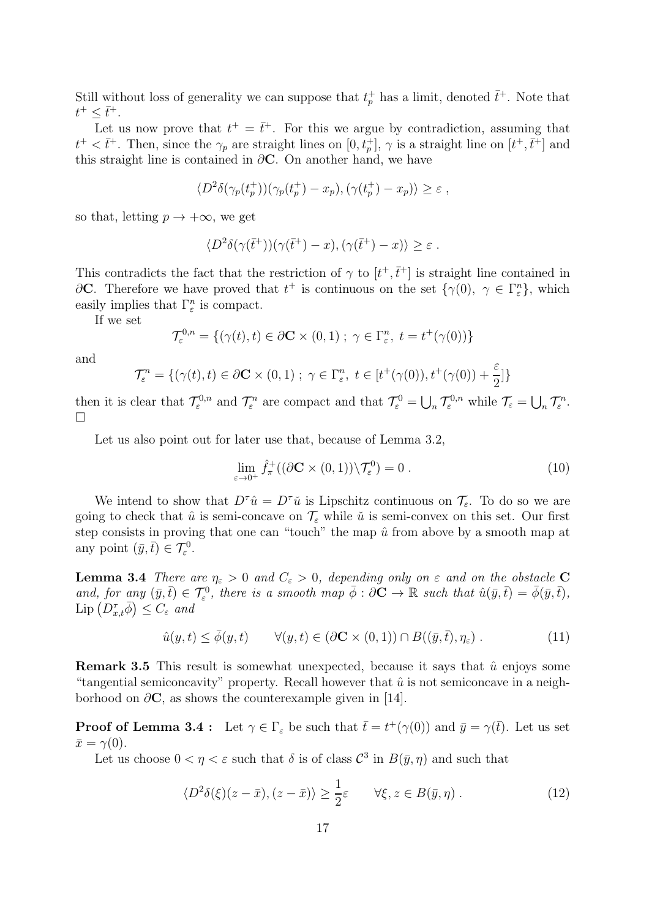Still without loss of generality we can suppose that $t_p^+$ has a limit, denoted $\bar{t}^+$. Note that $t^+ \leq \bar{t}^+$.

Let us now prove that $t^+ = \bar{t}^+$. For this we argue by contradiction, assuming that $t^+ < \bar{t}^+$. Then, since the $\gamma_p$ are straight lines on $[0, t_p^+]$, $\gamma$ is a straight line on $[t^+, \bar{t}^+]$ and this straight line is contained in $\partial\mathbf{C}$. On another hand, we have

$$\langle D^2\delta(\gamma_p(t_p^+))(\gamma_p(t_p^+) - x_p), (\gamma(t_p^+) - x_p)\rangle \geq \varepsilon \ ,$$

so that, letting $p \to +\infty$, we get

$$\langle D^2\delta(\gamma(\bar{t}^+))(\gamma(\bar{t}^+) - x), (\gamma(\bar{t}^+) - x)\rangle \geq \varepsilon \ .$$

This contradicts the fact that the restriction of $\gamma$ to $[t^+, \bar{t}^+]$ is straight line contained in $\partial\mathbf{C}$. Therefore we have proved that $t^+$ is continuous on the set $\{\gamma(0),\ \gamma \in \Gamma_\varepsilon^n\}$, which easily implies that $\Gamma_\varepsilon^n$ is compact.

If we set

$$\mathcal{T}_\varepsilon^{0,n} = \{(\gamma(t), t) \in \partial\mathbf{C} \times (0,1)\ ;\ \gamma \in \Gamma_\varepsilon^n,\ t = t^+(\gamma(0))\}$$

and

$$\mathcal{T}_\varepsilon^{n} = \{(\gamma(t), t) \in \partial\mathbf{C} \times (0,1)\ ;\ \gamma \in \Gamma_\varepsilon^n,\ t \in [t^+(\gamma(0)), t^+(\gamma(0)) + \frac{\varepsilon}{2}]\}$$

then it is clear that $\mathcal{T}_\varepsilon^{0,n}$ and $\mathcal{T}_\varepsilon^{n}$ are compact and that $\mathcal{T}_\varepsilon^{0} = \bigcup_n \mathcal{T}_\varepsilon^{0,n}$ while $\mathcal{T}_\varepsilon = \bigcup_n \mathcal{T}_\varepsilon^{n}$. $\Box$

Let us also point out for later use that, because of Lemma 3.2,

$$\lim_{\varepsilon \to 0^+} \hat{f}_\pi^+((\partial\mathbf{C} \times (0,1)) \backslash \mathcal{T}_\varepsilon^0) = 0 \ . \tag{10}$$

We intend to show that $D^\tau \hat{u} = D^\tau \check{u}$ is Lipschitz continuous on $\mathcal{T}_\varepsilon$. To do so we are going to check that $\hat{u}$ is semi-concave on $\mathcal{T}_\varepsilon$ while $\check{u}$ is semi-convex on this set. Our first step consists in proving that one can "touch" the map $\hat{u}$ from above by a smooth map at any point $(\bar{y}, \bar{t}) \in \mathcal{T}_\varepsilon^0$.

**Lemma 3.4** *There are $\eta_\varepsilon > 0$ and $C_\varepsilon > 0$, depending only on $\varepsilon$ and on the obstacle $\mathbf{C}$ and, for any $(\bar{y}, \bar{t}) \in \mathcal{T}_\varepsilon^0$, there is a smooth map $\bar{\phi} : \partial\mathbf{C} \to \mathbb{R}$ such that $\hat{u}(\bar{y}, \bar{t}) = \bar{\phi}(\bar{y}, \bar{t})$, $\mathrm{Lip}\left(D_{x,t}^\tau \bar{\phi}\right) \leq C_\varepsilon$ and*

$$\hat{u}(y,t) \leq \bar{\phi}(y,t) \qquad \forall (y,t) \in (\partial\mathbf{C} \times (0,1)) \cap B((\bar{y}, \bar{t}), \eta_\varepsilon) \ . \tag{11}$$

**Remark 3.5** This result is somewhat unexpected, because it says that $\hat{u}$ enjoys some "tangential semiconcavity" property. Recall however that $\hat{u}$ is not semiconcave in a neighborhood on $\partial\mathbf{C}$, as shows the counterexample given in [14].

**Proof of Lemma 3.4 :** Let $\gamma \in \Gamma_\varepsilon$ be such that $\bar{t} = t^+(\gamma(0))$ and $\bar{y} = \gamma(\bar{t})$. Let us set $\bar{x} = \gamma(0)$.

Let us choose $0 < \eta < \varepsilon$ such that $\delta$ is of class $\mathcal{C}^3$ in $B(\bar{y}, \eta)$ and such that

$$\langle D^2\delta(\xi)(z - \bar{x}), (z - \bar{x})\rangle \geq \frac{1}{2}\varepsilon \qquad \forall \xi, z \in B(\bar{y}, \eta) \ . \tag{12}$$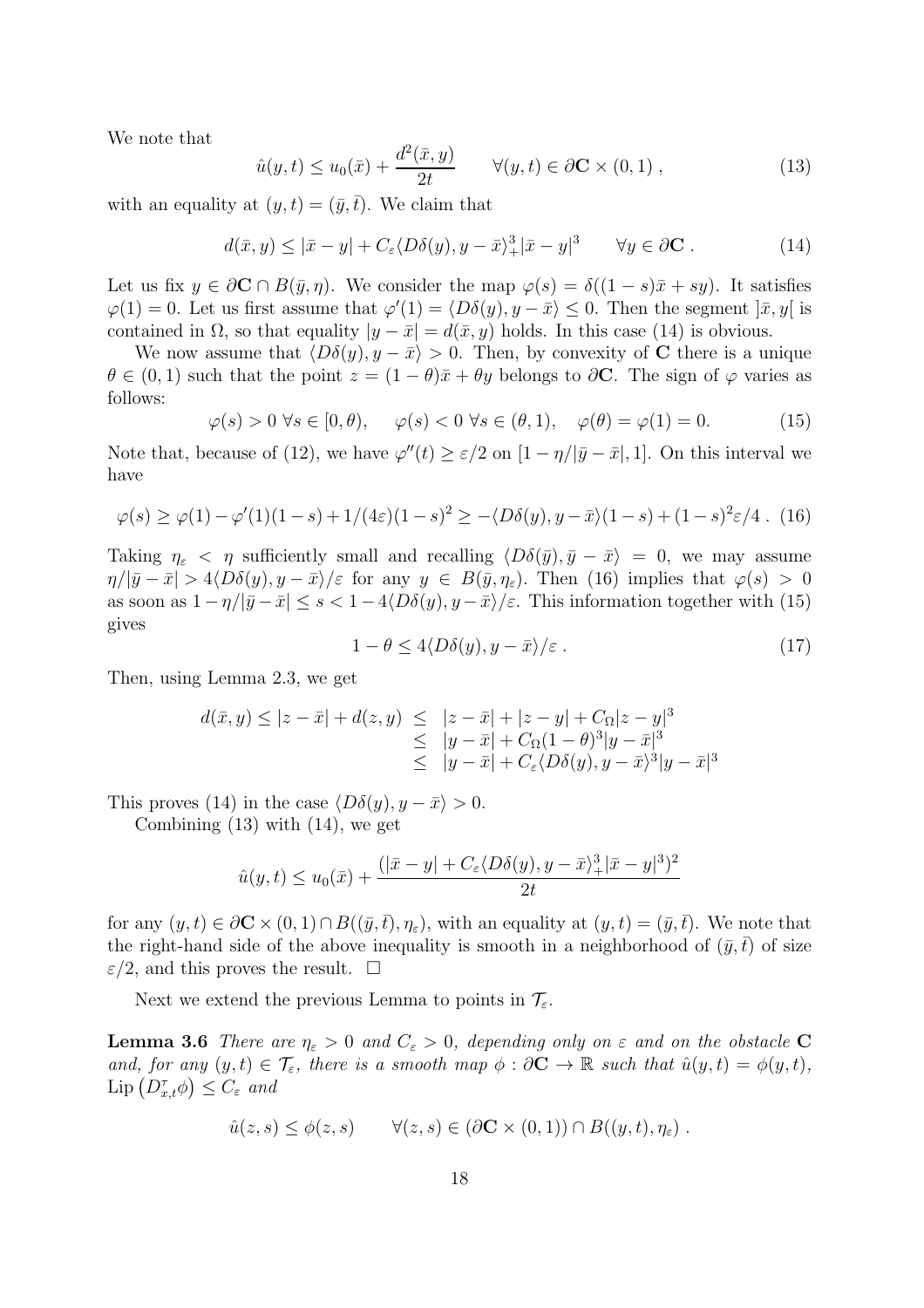We note that

$$\hat{u}(y,t) \leq u_0(\bar{x}) + \frac{d^2(\bar{x},y)}{2t} \qquad \forall (y,t) \in \partial\mathbf{C} \times (0,1) \;, \tag{13}$$

with an equality at $(y,t) = (\bar{y},\bar{t})$. We claim that

$$d(\bar{x},y) \leq |\bar{x}-y| + C_\varepsilon \langle D\delta(y), y-\bar{x}\rangle_+^3 |\bar{x}-y|^3 \qquad \forall y \in \partial\mathbf{C} \;. \tag{14}$$

Let us fix $y \in \partial\mathbf{C} \cap B(\bar{y},\eta)$. We consider the map $\varphi(s) = \delta((1-s)\bar{x}+sy)$. It satisfies $\varphi(1) = 0$. Let us first assume that $\varphi'(1) = \langle D\delta(y), y-\bar{x}\rangle \leq 0$. Then the segment $]\bar{x},y[$ is contained in $\Omega$, so that equality $|y-\bar{x}| = d(\bar{x},y)$ holds. In this case (14) is obvious.

We now assume that $\langle D\delta(y), y-\bar{x}\rangle > 0$. Then, by convexity of $\mathbf{C}$ there is a unique $\theta \in (0,1)$ such that the point $z = (1-\theta)\bar{x}+\theta y$ belongs to $\partial\mathbf{C}$. The sign of $\varphi$ varies as follows:

$$\varphi(s) > 0 \;\forall s \in [0,\theta), \qquad \varphi(s) < 0 \;\forall s \in (\theta,1), \quad \varphi(\theta) = \varphi(1) = 0. \tag{15}$$

Note that, because of (12), we have $\varphi''(t) \geq \varepsilon/2$ on $[1-\eta/|\bar{y}-\bar{x}|, 1]$. On this interval we have

$$\varphi(s) \geq \varphi(1) - \varphi'(1)(1-s) + 1/(4\varepsilon)(1-s)^2 \geq -\langle D\delta(y), y-\bar{x}\rangle(1-s) + (1-s)^2\varepsilon/4 \;. \tag{16}$$

Taking $\eta_\varepsilon < \eta$ sufficiently small and recalling $\langle D\delta(\bar{y}), \bar{y}-\bar{x}\rangle = 0$, we may assume $\eta/|\bar{y}-\bar{x}| > 4\langle D\delta(y), y-\bar{x}\rangle/\varepsilon$ for any $y \in B(\bar{y},\eta_\varepsilon)$. Then (16) implies that $\varphi(s) > 0$ as soon as $1-\eta/|\bar{y}-\bar{x}| \leq s < 1 - 4\langle D\delta(y), y-\bar{x}\rangle/\varepsilon$. This information together with (15) gives

$$1-\theta \leq 4\langle D\delta(y), y-\bar{x}\rangle/\varepsilon \;. \tag{17}$$

Then, using Lemma 2.3, we get

$$\begin{aligned} d(\bar{x},y) \leq |z-\bar{x}| + d(z,y) &\leq |z-\bar{x}| + |z-y| + C_\Omega|z-y|^3 \\ &\leq |y-\bar{x}| + C_\Omega(1-\theta)^3|y-\bar{x}|^3 \\ &\leq |y-\bar{x}| + C_\varepsilon\langle D\delta(y), y-\bar{x}\rangle^3|y-\bar{x}|^3 \end{aligned}$$

This proves (14) in the case $\langle D\delta(y), y-\bar{x}\rangle > 0$.

Combining (13) with (14), we get

$$\hat{u}(y,t) \leq u_0(\bar{x}) + \frac{(|\bar{x}-y| + C_\varepsilon\langle D\delta(y), y-\bar{x}\rangle_+^3|\bar{x}-y|^3)^2}{2t}$$

for any $(y,t) \in \partial\mathbf{C}\times(0,1) \cap B((\bar{y},\bar{t}),\eta_\varepsilon)$, with an equality at $(y,t) = (\bar{y},\bar{t})$. We note that the right-hand side of the above inequality is smooth in a neighborhood of $(\bar{y},\bar{t})$ of size $\varepsilon/2$, and this proves the result. $\square$

Next we extend the previous Lemma to points in $\mathcal{T}_\varepsilon$.

**Lemma 3.6** *There are $\eta_\varepsilon > 0$ and $C_\varepsilon > 0$, depending only on $\varepsilon$ and on the obstacle $\mathbf{C}$ and, for any $(y,t) \in \mathcal{T}_\varepsilon$, there is a smooth map $\phi : \partial\mathbf{C} \to \mathbb{R}$ such that $\hat{u}(y,t) = \phi(y,t)$, $\mathrm{Lip}\left(D^\tau_{x,t}\phi\right) \leq C_\varepsilon$ and*

$$\hat{u}(z,s) \leq \phi(z,s) \qquad \forall (z,s) \in (\partial\mathbf{C}\times(0,1)) \cap B((y,t),\eta_\varepsilon) \;.$$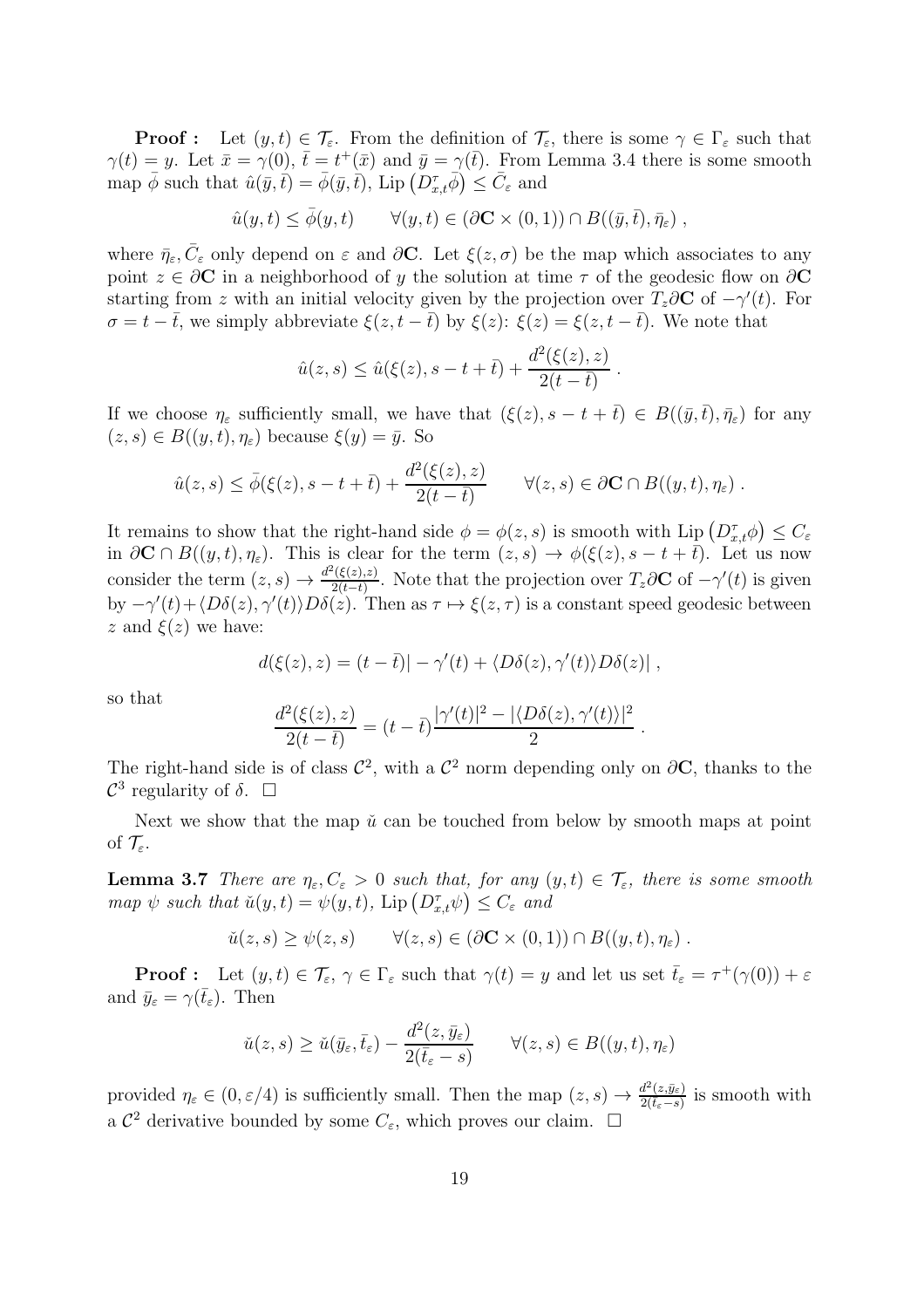**Proof :** Let $(y,t) \in \mathcal{T}_\varepsilon$. From the definition of $\mathcal{T}_\varepsilon$, there is some $\gamma \in \Gamma_\varepsilon$ such that $\gamma(t) = y$. Let $\bar{x} = \gamma(0)$, $\bar{t} = t^+(\bar{x})$ and $\bar{y} = \gamma(\bar{t})$. From Lemma 3.4 there is some smooth map $\bar{\phi}$ such that $\hat{u}(\bar{y},\bar{t}) = \bar{\phi}(\bar{y},\bar{t})$, $\mathrm{Lip}\left(D^\tau_{x,t}\bar{\phi}\right) \leq \bar{C}_\varepsilon$ and

$$\hat{u}(y,t) \leq \bar{\phi}(y,t) \qquad \forall (y,t) \in (\partial\mathbf{C} \times (0,1)) \cap B((\bar{y},\bar{t}),\bar{\eta}_\varepsilon) ,$$

where $\bar{\eta}_\varepsilon, \bar{C}_\varepsilon$ only depend on $\varepsilon$ and $\partial\mathbf{C}$. Let $\xi(z,\sigma)$ be the map which associates to any point $z \in \partial\mathbf{C}$ in a neighborhood of $y$ the solution at time $\tau$ of the geodesic flow on $\partial\mathbf{C}$ starting from $z$ with an initial velocity given by the projection over $T_z\partial\mathbf{C}$ of $-\gamma'(t)$. For $\sigma = t - \bar{t}$, we simply abbreviate $\xi(z, t-\bar{t})$ by $\xi(z)$: $\xi(z) = \xi(z, t-\bar{t})$. We note that

$$\hat{u}(z,s) \leq \hat{u}(\xi(z), s-t+\bar{t}) + \frac{d^2(\xi(z),z)}{2(t-\bar{t})} .$$

If we choose $\eta_\varepsilon$ sufficiently small, we have that $(\xi(z), s-t+\bar{t}) \in B((\bar{y},\bar{t}),\bar{\eta}_\varepsilon)$ for any $(z,s) \in B((y,t),\eta_\varepsilon)$ because $\xi(y) = \bar{y}$. So

$$\hat{u}(z,s) \leq \bar{\phi}(\xi(z), s-t+\bar{t}) + \frac{d^2(\xi(z),z)}{2(t-\bar{t})} \qquad \forall (z,s) \in \partial\mathbf{C} \cap B((y,t),\eta_\varepsilon) .$$

It remains to show that the right-hand side $\phi = \phi(z,s)$ is smooth with $\mathrm{Lip}\left(D^\tau_{x,t}\phi\right) \leq C_\varepsilon$ in $\partial\mathbf{C} \cap B((y,t),\eta_\varepsilon)$. This is clear for the term $(z,s) \to \phi(\xi(z), s-t+\bar{t})$. Let us now consider the term $(z,s) \to \frac{d^2(\xi(z),z)}{2(t-\bar{t})}$. Note that the projection over $T_z\partial\mathbf{C}$ of $-\gamma'(t)$ is given by $-\gamma'(t) + \langle D\delta(z), \gamma'(t)\rangle D\delta(z)$. Then as $\tau \mapsto \xi(z,\tau)$ is a constant speed geodesic between $z$ and $\xi(z)$ we have:

$$d(\xi(z),z) = (t-\bar{t})| -\gamma'(t) + \langle D\delta(z), \gamma'(t)\rangle D\delta(z)| ,$$

so that

$$\frac{d^2(\xi(z),z)}{2(t-\bar{t})} = (t-\bar{t})\frac{|\gamma'(t)|^2 - |\langle D\delta(z), \gamma'(t)\rangle|^2}{2} .$$

The right-hand side is of class $\mathcal{C}^2$, with a $\mathcal{C}^2$ norm depending only on $\partial\mathbf{C}$, thanks to the $\mathcal{C}^3$ regularity of $\delta$. $\square$

Next we show that the map $\check{u}$ can be touched from below by smooth maps at point of $\mathcal{T}_\varepsilon$.

**Lemma 3.7** *There are $\eta_\varepsilon, C_\varepsilon > 0$ such that, for any $(y,t) \in \mathcal{T}_\varepsilon$, there is some smooth map $\psi$ such that $\check{u}(y,t) = \psi(y,t)$, $\mathrm{Lip}\left(D^\tau_{x,t}\psi\right) \leq C_\varepsilon$ and*

$$\check{u}(z,s) \geq \psi(z,s) \qquad \forall (z,s) \in (\partial\mathbf{C} \times (0,1)) \cap B((y,t),\eta_\varepsilon) .$$

**Proof :** Let $(y,t) \in \mathcal{T}_\varepsilon$, $\gamma \in \Gamma_\varepsilon$ such that $\gamma(t) = y$ and let us set $\bar{t}_\varepsilon = \tau^+(\gamma(0)) + \varepsilon$ and $\bar{y}_\varepsilon = \gamma(\bar{t}_\varepsilon)$. Then

$$\check{u}(z,s) \geq \check{u}(\bar{y}_\varepsilon, \bar{t}_\varepsilon) - \frac{d^2(z,\bar{y}_\varepsilon)}{2(\bar{t}_\varepsilon - s)} \qquad \forall (z,s) \in B((y,t),\eta_\varepsilon)$$

provided $\eta_\varepsilon \in (0, \varepsilon/4)$ is sufficiently small. Then the map $(z,s) \to \frac{d^2(z,\bar{y}_\varepsilon)}{2(\bar{t}_\varepsilon - s)}$ is smooth with a $\mathcal{C}^2$ derivative bounded by some $C_\varepsilon$, which proves our claim. $\square$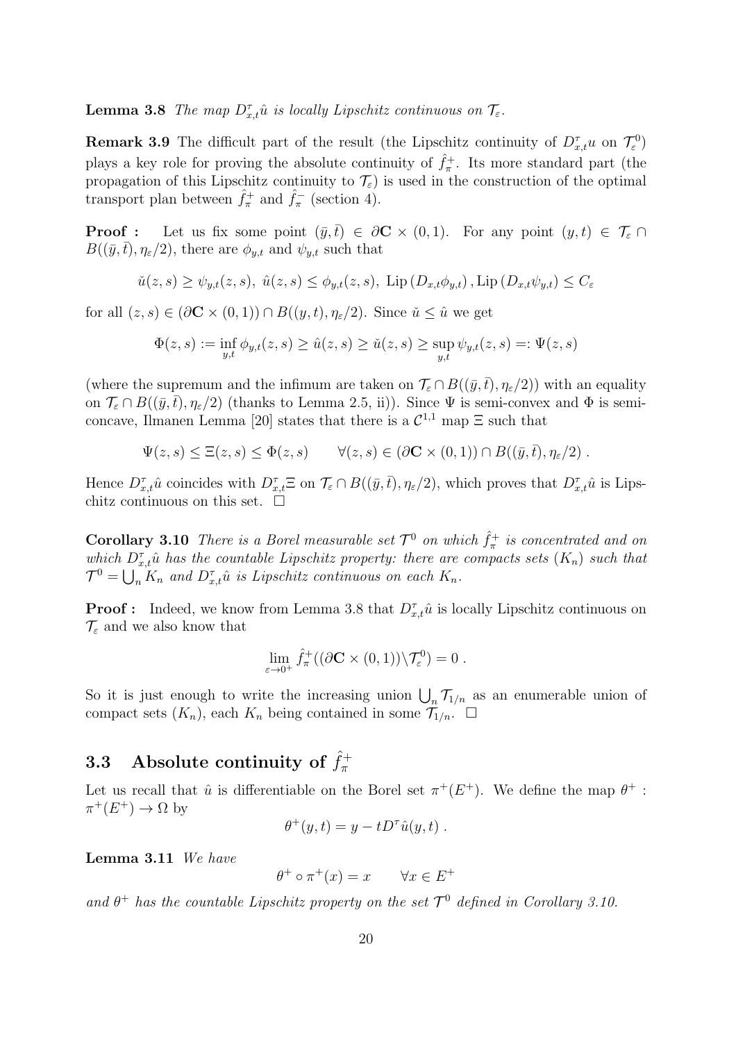**Lemma 3.8** *The map $D^\tau_{x,t}\hat{u}$ is locally Lipschitz continuous on $\mathcal{T}_\varepsilon$.*

**Remark 3.9** The difficult part of the result (the Lipschitz continuity of $D^\tau_{x,t}u$ on $\mathcal{T}^0_\varepsilon$) plays a key role for proving the absolute continuity of $\hat{f}^+_\pi$. Its more standard part (the propagation of this Lipschitz continuity to $\mathcal{T}_\varepsilon$) is used in the construction of the optimal transport plan between $\hat{f}^+_\pi$ and $\hat{f}^-_\pi$ (section 4).

**Proof :** Let us fix some point $(\bar{y},\bar{t}) \in \partial\mathbf{C}\times(0,1)$. For any point $(y,t)\in\mathcal{T}_\varepsilon\cap B((\bar{y},\bar{t}),\eta_\varepsilon/2)$, there are $\phi_{y,t}$ and $\psi_{y,t}$ such that

$$\check{u}(z,s)\geq\psi_{y,t}(z,s),\ \hat{u}(z,s)\leq\phi_{y,t}(z,s),\ \mathrm{Lip}\,(D_{x,t}\phi_{y,t})\,,\mathrm{Lip}\,(D_{x,t}\psi_{y,t})\leq C_\varepsilon$$

for all $(z,s)\in(\partial\mathbf{C}\times(0,1))\cap B((y,t),\eta_\varepsilon/2)$. Since $\check{u}\leq\hat{u}$ we get

$$\Phi(z,s):=\inf_{y,t}\phi_{y,t}(z,s)\geq\hat{u}(z,s)\geq\check{u}(z,s)\geq\sup_{y,t}\psi_{y,t}(z,s)=:\Psi(z,s)$$

(where the supremum and the infimum are taken on $\mathcal{T}_\varepsilon\cap B((\bar{y},\bar{t}),\eta_\varepsilon/2)$) with an equality on $\mathcal{T}_\varepsilon\cap B((\bar{y},\bar{t}),\eta_\varepsilon/2)$ (thanks to Lemma 2.5, ii)). Since $\Psi$ is semi-convex and $\Phi$ is semi-concave, Ilmanen Lemma [20] states that there is a $\mathcal{C}^{1,1}$ map $\Xi$ such that

$$\Psi(z,s)\leq\Xi(z,s)\leq\Phi(z,s)\qquad\forall(z,s)\in(\partial\mathbf{C}\times(0,1))\cap B((\bar{y},\bar{t}),\eta_\varepsilon/2)\;.$$

Hence $D^\tau_{x,t}\hat{u}$ coincides with $D^\tau_{x,t}\Xi$ on $\mathcal{T}_\varepsilon\cap B((\bar{y},\bar{t}),\eta_\varepsilon/2)$, which proves that $D^\tau_{x,t}\hat{u}$ is Lipschitz continuous on this set. $\square$

**Corollary 3.10** *There is a Borel measurable set $\mathcal{T}^0$ on which $\hat{f}^+_\pi$ is concentrated and on which $D^\tau_{x,t}\hat{u}$ has the countable Lipschitz property: there are compacts sets $(K_n)$ such that $\mathcal{T}^0=\bigcup_n K_n$ and $D^\tau_{x,t}\hat{u}$ is Lipschitz continuous on each $K_n$.*

**Proof :** Indeed, we know from Lemma 3.8 that $D^\tau_{x,t}\hat{u}$ is locally Lipschitz continuous on $\mathcal{T}_\varepsilon$ and we also know that

$$\lim_{\varepsilon\to0^+}\hat{f}^+_\pi((\partial\mathbf{C}\times(0,1))\backslash\mathcal{T}^0_\varepsilon)=0\;.$$

So it is just enough to write the increasing union $\bigcup_n\mathcal{T}_{1/n}$ as an enumerable union of compact sets $(K_n)$, each $K_n$ being contained in some $\mathcal{T}_{1/n}$. $\square$

## 3.3 Absolute continuity of $\hat{f}^+_\pi$

Let us recall that $\hat{u}$ is differentiable on the Borel set $\pi^+(E^+)$. We define the map $\theta^+:\pi^+(E^+)\to\Omega$ by

$$\theta^+(y,t)=y-tD^\tau\hat{u}(y,t)\;.$$

**Lemma 3.11** *We have*

$$\theta^+\circ\pi^+(x)=x\qquad\forall x\in E^+$$

*and $\theta^+$ has the countable Lipschitz property on the set $\mathcal{T}^0$ defined in Corollary 3.10.*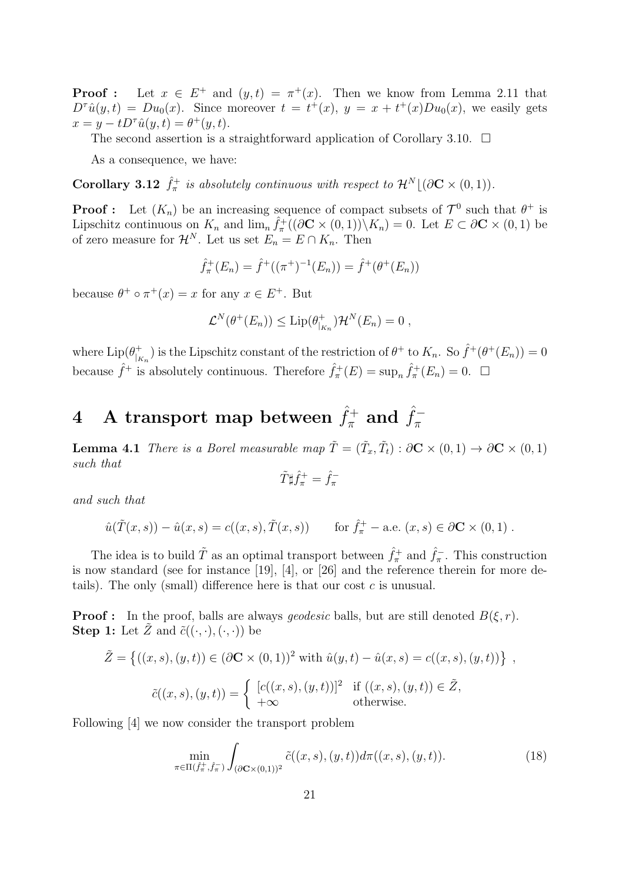**Proof :** Let $x \in E^+$ and $(y,t) = \pi^+(x)$. Then we know from Lemma 2.11 that $D^\tau \hat{u}(y,t) = Du_0(x)$. Since moreover $t = t^+(x)$, $y = x + t^+(x)Du_0(x)$, we easily gets $x = y - tD^\tau \hat{u}(y,t) = \theta^+(y,t)$.

The second assertion is a straightforward application of Corollary 3.10. $\square$

As a consequence, we have:

**Corollary 3.12** *$\hat{f}^+_\pi$ is absolutely continuous with respect to $\mathcal{H}^N \lfloor (\partial \mathbf{C} \times (0,1))$.*

**Proof :** Let $(K_n)$ be an increasing sequence of compact subsets of $\mathcal{T}^0$ such that $\theta^+$ is Lipschitz continuous on $K_n$ and $\lim_n \hat{f}^+_\pi((\partial \mathbf{C} \times (0,1)) \backslash K_n) = 0$. Let $E \subset \partial \mathbf{C} \times (0,1)$ be of zero measure for $\mathcal{H}^N$. Let us set $E_n = E \cap K_n$. Then

$$\hat{f}^+_\pi(E_n) = \hat{f}^+((\pi^+)^{-1}(E_n)) = \hat{f}^+(\theta^+(E_n))$$

because $\theta^+ \circ \pi^+(x) = x$ for any $x \in E^+$. But

$$\mathcal{L}^N(\theta^+(E_n)) \leq \mathrm{Lip}(\theta^+_{|_{K_n}})\mathcal{H}^N(E_n) = 0 \ ,$$

where $\mathrm{Lip}(\theta^+_{|_{K_n}})$ is the Lipschitz constant of the restriction of $\theta^+$ to $K_n$. So $\hat{f}^+(\theta^+(E_n)) = 0$ because $\hat{f}^+$ is absolutely continuous. Therefore $\hat{f}^+_\pi(E) = \sup_n \hat{f}^+_\pi(E_n) = 0$. $\square$

# 4 A transport map between $\hat{f}^+_\pi$ and $\hat{f}^-_\pi$

**Lemma 4.1** *There is a Borel measurable map $\tilde{T} = (\tilde{T}_x, \tilde{T}_t) : \partial \mathbf{C} \times (0,1) \to \partial \mathbf{C} \times (0,1)$ such that*

$$\tilde{T} \sharp \hat{f}^+_\pi = \hat{f}^-_\pi$$

*and such that*

$$\hat{u}(\tilde{T}(x,s)) - \hat{u}(x,s) = c((x,s), \tilde{T}(x,s)) \qquad \text{for } \hat{f}^+_\pi - \text{a.e. } (x,s) \in \partial \mathbf{C} \times (0,1) \ .$$

The idea is to build $\tilde{T}$ as an optimal transport between $\hat{f}^+_\pi$ and $\hat{f}^-_\pi$. This construction is now standard (see for instance [19], [4], or [26] and the reference therein for more details). The only (small) difference here is that our cost $c$ is unusual.

**Proof :** In the proof, balls are always *geodesic* balls, but are still denoted $B(\xi, r)$.
**Step 1:** Let $\tilde{Z}$ and $\tilde{c}((\cdot,\cdot),(\cdot,\cdot))$ be

$$\tilde{Z} = \left\{ ((x,s),(y,t)) \in (\partial \mathbf{C} \times (0,1))^2 \text{ with } \hat{u}(y,t) - \hat{u}(x,s) = c((x,s),(y,t)) \right\} \ ,$$

$$\tilde{c}((x,s),(y,t)) = \begin{cases} [c((x,s),(y,t))]^2 & \text{if } ((x,s),(y,t)) \in \tilde{Z}, \\ +\infty & \text{otherwise.} \end{cases}$$

Following [4] we now consider the transport problem

$$\min_{\pi \in \Pi(\hat{f}^+_\pi, \hat{f}^-_\pi)} \int_{(\partial \mathbf{C} \times (0,1))^2} \tilde{c}((x,s),(y,t)) d\pi((x,s),(y,t)). \tag{18}$$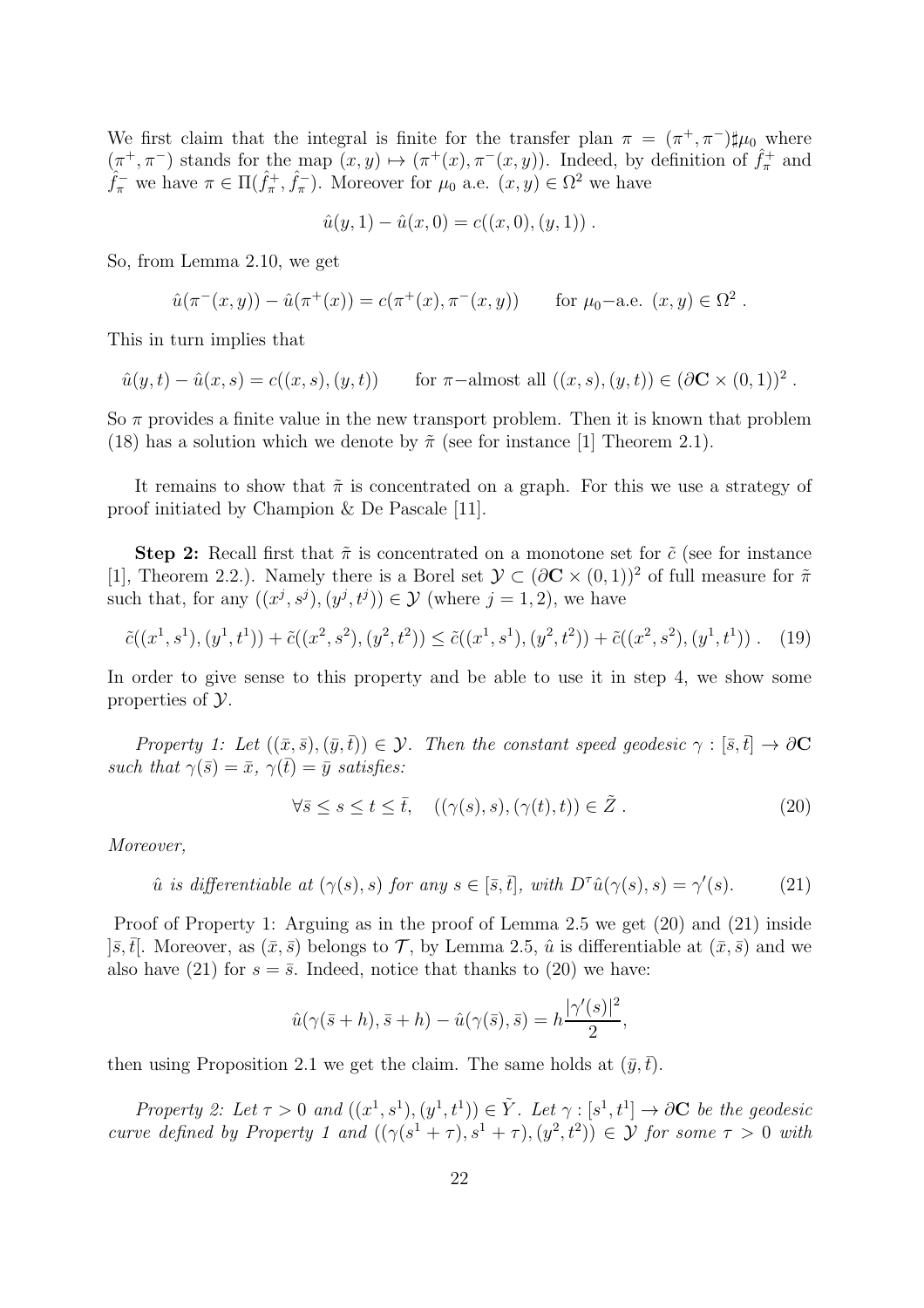We first claim that the integral is finite for the transfer plan $\pi = (\pi^+, \pi^-)\sharp\mu_0$ where $(\pi^+, \pi^-)$ stands for the map $(x, y) \mapsto (\pi^+(x), \pi^-(x, y))$. Indeed, by definition of $\hat{f}^+_\pi$ and $\hat{f}^-_\pi$ we have $\pi \in \Pi(\hat{f}^+_\pi, \hat{f}^-_\pi)$. Moreover for $\mu_0$ a.e. $(x, y) \in \Omega^2$ we have

$$\hat{u}(y, 1) - \hat{u}(x, 0) = c((x, 0), (y, 1)) .$$

So, from Lemma 2.10, we get

$$\hat{u}(\pi^-(x, y)) - \hat{u}(\pi^+(x)) = c(\pi^+(x), \pi^-(x, y)) \qquad \text{for } \mu_0\text{–a.e. } (x, y) \in \Omega^2 .$$

This in turn implies that

$$\hat{u}(y, t) - \hat{u}(x, s) = c((x, s), (y, t)) \qquad \text{for } \pi\text{–almost all } ((x, s), (y, t)) \in (\partial\mathbf{C} \times (0, 1))^2 .$$

So $\pi$ provides a finite value in the new transport problem. Then it is known that problem (18) has a solution which we denote by $\tilde{\pi}$ (see for instance [1] Theorem 2.1).

It remains to show that $\tilde{\pi}$ is concentrated on a graph. For this we use a strategy of proof initiated by Champion & De Pascale [11].

**Step 2:** Recall first that $\tilde{\pi}$ is concentrated on a monotone set for $\tilde{c}$ (see for instance [1], Theorem 2.2.). Namely there is a Borel set $\mathcal{Y} \subset (\partial\mathbf{C} \times (0, 1))^2$ of full measure for $\tilde{\pi}$ such that, for any $((x^j, s^j), (y^j, t^j)) \in \mathcal{Y}$ (where $j = 1, 2$), we have

$$\tilde{c}((x^1, s^1), (y^1, t^1)) + \tilde{c}((x^2, s^2), (y^2, t^2)) \leq \tilde{c}((x^1, s^1), (y^2, t^2)) + \tilde{c}((x^2, s^2), (y^1, t^1)) . \quad (19)$$

In order to give sense to this property and be able to use it in step 4, we show some properties of $\mathcal{Y}$.

*Property 1: Let $((\bar{x}, \bar{s}), (\bar{y}, \bar{t})) \in \mathcal{Y}$. Then the constant speed geodesic $\gamma : [\bar{s}, \bar{t}] \to \partial\mathbf{C}$ such that $\gamma(\bar{s}) = \bar{x}$, $\gamma(\bar{t}) = \bar{y}$ satisfies:*

$$\forall \bar{s} \leq s \leq t \leq \bar{t}, \quad ((\gamma(s), s), (\gamma(t), t)) \in \tilde{Z} . \quad (20)$$

*Moreover,*

$$\hat{u} \text{ is differentiable at } (\gamma(s), s) \text{ for any } s \in [\bar{s}, \bar{t}], \text{ with } D^\tau \hat{u}(\gamma(s), s) = \gamma'(s). \quad (21)$$

Proof of Property 1: Arguing as in the proof of Lemma 2.5 we get (20) and (21) inside $]\bar{s}, \bar{t}[$. Moreover, as $(\bar{x}, \bar{s})$ belongs to $\mathcal{T}$, by Lemma 2.5, $\hat{u}$ is differentiable at $(\bar{x}, \bar{s})$ and we also have (21) for $s = \bar{s}$. Indeed, notice that thanks to (20) we have:

$$\hat{u}(\gamma(\bar{s} + h), \bar{s} + h) - \hat{u}(\gamma(\bar{s}), \bar{s}) = h\frac{|\gamma'(s)|^2}{2},$$

then using Proposition 2.1 we get the claim. The same holds at $(\bar{y}, \bar{t})$.

*Property 2: Let $\tau > 0$ and $((x^1, s^1), (y^1, t^1)) \in \tilde{Y}$. Let $\gamma : [s^1, t^1] \to \partial\mathbf{C}$ be the geodesic curve defined by Property 1 and $((\gamma(s^1 + \tau), s^1 + \tau), (y^2, t^2)) \in \mathcal{Y}$ for some $\tau > 0$ with*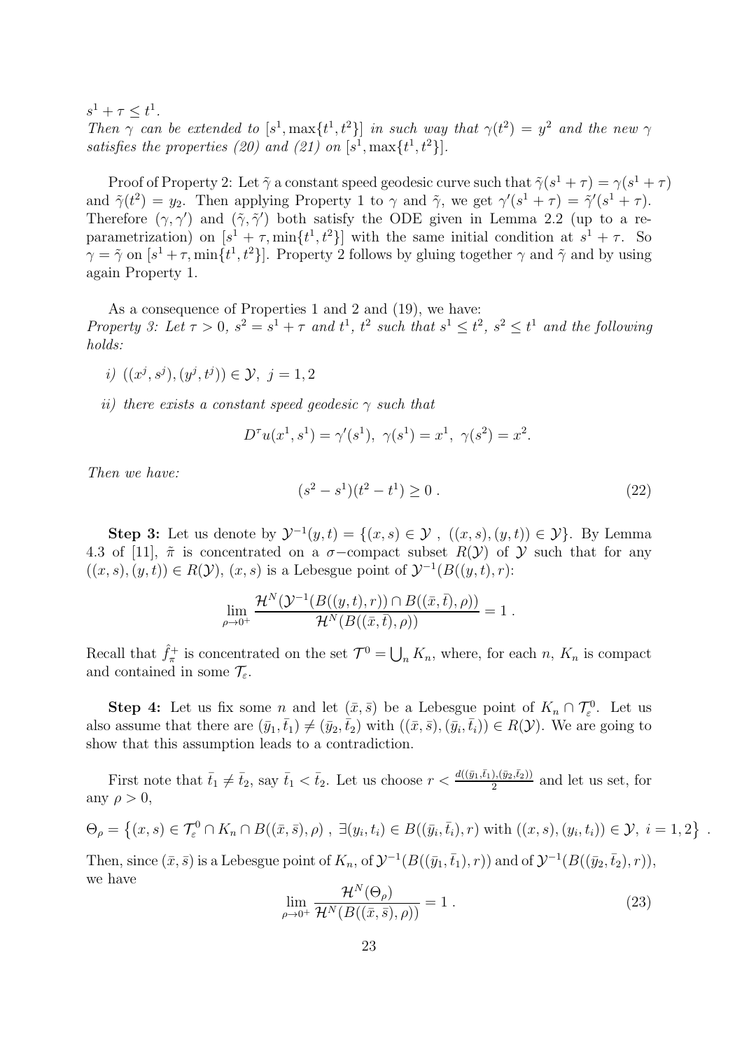$s^1 + \tau \leq t^1$.
*Then $\gamma$ can be extended to $[s^1, \max\{t^1, t^2\}]$ in such way that $\gamma(t^2) = y^2$ and the new $\gamma$ satisfies the properties (20) and (21) on $[s^1, \max\{t^1, t^2\}]$.*

Proof of Property 2: Let $\tilde{\gamma}$ a constant speed geodesic curve such that $\tilde{\gamma}(s^1 + \tau) = \gamma(s^1 + \tau)$ and $\tilde{\gamma}(t^2) = y_2$. Then applying Property 1 to $\gamma$ and $\tilde{\gamma}$, we get $\gamma'(s^1 + \tau) = \tilde{\gamma}'(s^1 + \tau)$. Therefore $(\gamma, \gamma')$ and $(\tilde{\gamma}, \tilde{\gamma}')$ both satisfy the ODE given in Lemma 2.2 (up to a re-parametrization) on $[s^1 + \tau, \min\{t^1, t^2\}]$ with the same initial condition at $s^1 + \tau$. So $\gamma = \tilde{\gamma}$ on $[s^1 + \tau, \min\{t^1, t^2\}]$. Property 2 follows by gluing together $\gamma$ and $\tilde{\gamma}$ and by using again Property 1.

As a consequence of Properties 1 and 2 and (19), we have:
*Property 3: Let $\tau > 0$, $s^2 = s^1 + \tau$ and $t^1$, $t^2$ such that $s^1 \leq t^2$, $s^2 \leq t^1$ and the following holds:*

*i)* $((x^j, s^j), (y^j, t^j)) \in \mathcal{Y}, \ j = 1, 2$

*ii) there exists a constant speed geodesic $\gamma$ such that*

$$D^\tau u(x^1, s^1) = \gamma'(s^1), \ \gamma(s^1) = x^1, \ \gamma(s^2) = x^2.$$

*Then we have:*

$$(s^2 - s^1)(t^2 - t^1) \geq 0 \ . \tag{22}$$

**Step 3:** Let us denote by $\mathcal{Y}^{-1}(y, t) = \{(x, s) \in \mathcal{Y} \ , \ ((x, s), (y, t)) \in \mathcal{Y}\}$. By Lemma 4.3 of [11], $\tilde{\pi}$ is concentrated on a $\sigma-$compact subset $R(\mathcal{Y})$ of $\mathcal{Y}$ such that for any $((x, s), (y, t)) \in R(\mathcal{Y})$, $(x, s)$ is a Lebesgue point of $\mathcal{Y}^{-1}(B((y, t), r)$:

$$\lim_{\rho \to 0^+} \frac{\mathcal{H}^N(\mathcal{Y}^{-1}(B((y, t), r)) \cap B((\bar{x}, \bar{t}), \rho))}{\mathcal{H}^N(B((\bar{x}, \bar{t}), \rho))} = 1 \ .$$

Recall that $\hat{f}^+_\pi$ is concentrated on the set $\mathcal{T}^0 = \bigcup_n K_n$, where, for each $n$, $K_n$ is compact and contained in some $\mathcal{T}_\varepsilon$.

**Step 4:** Let us fix some $n$ and let $(\bar{x}, \bar{s})$ be a Lebesgue point of $K_n \cap \mathcal{T}^0_\varepsilon$. Let us also assume that there are $(\bar{y}_1, \bar{t}_1) \neq (\bar{y}_2, \bar{t}_2)$ with $((\bar{x}, \bar{s}), (\bar{y}_i, \bar{t}_i)) \in R(\mathcal{Y})$. We are going to show that this assumption leads to a contradiction.

First note that $\bar{t}_1 \neq \bar{t}_2$, say $\bar{t}_1 < \bar{t}_2$. Let us choose $r < \frac{d((\bar{y}_1, \bar{t}_1), (\bar{y}_2, \bar{t}_2))}{2}$ and let us set, for any $\rho > 0$,

$$\Theta_\rho = \left\{(x, s) \in \mathcal{T}^0_\varepsilon \cap K_n \cap B((\bar{x}, \bar{s}), \rho) \ , \ \exists (y_i, t_i) \in B((\bar{y}_i, \bar{t}_i), r) \text{ with } ((x, s), (y_i, t_i)) \in \mathcal{Y}, \ i = 1, 2\right\} \ .$$

Then, since $(\bar{x}, \bar{s})$ is a Lebesgue point of $K_n$, of $\mathcal{Y}^{-1}(B((\bar{y}_1, \bar{t}_1), r))$ and of $\mathcal{Y}^{-1}(B((\bar{y}_2, \bar{t}_2), r))$, we have

$$\lim_{\rho \to 0^+} \frac{\mathcal{H}^N(\Theta_\rho)}{\mathcal{H}^N(B((\bar{x}, \bar{s}), \rho))} = 1 \ . \tag{23}$$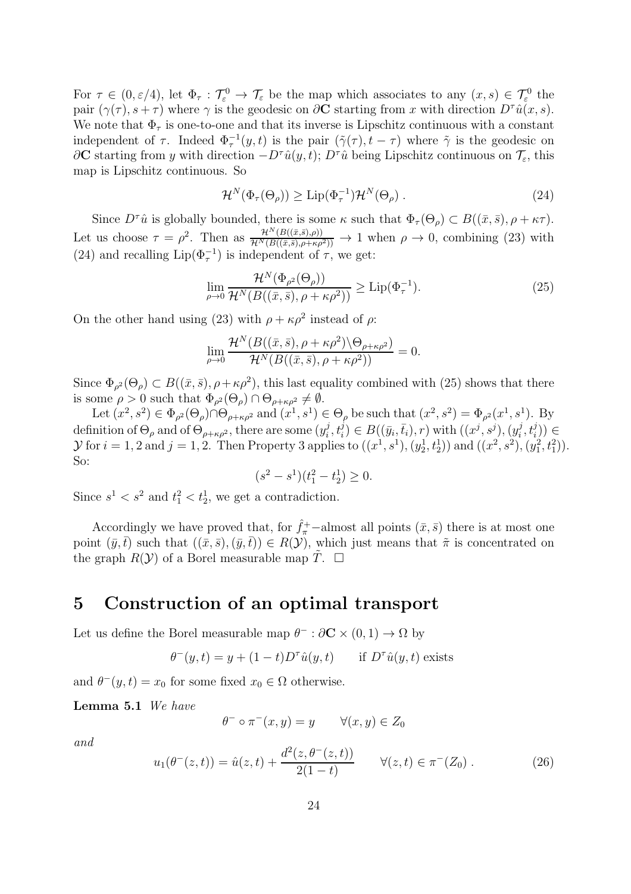For $\tau \in (0, \varepsilon/4)$, let $\Phi_\tau : \mathcal{T}_\varepsilon^0 \to \mathcal{T}_\varepsilon$ be the map which associates to any $(x,s) \in \mathcal{T}_\varepsilon^0$ the pair $(\gamma(\tau), s+\tau)$ where $\gamma$ is the geodesic on $\partial\mathbf{C}$ starting from $x$ with direction $D^\tau \hat{u}(x,s)$. We note that $\Phi_\tau$ is one-to-one and that its inverse is Lipschitz continuous with a constant independent of $\tau$. Indeed $\Phi_\tau^{-1}(y,t)$ is the pair $(\tilde{\gamma}(\tau), t-\tau)$ where $\tilde{\gamma}$ is the geodesic on $\partial\mathbf{C}$ starting from $y$ with direction $-D^\tau\hat{u}(y,t)$; $D^\tau\hat{u}$ being Lipschitz continuous on $\mathcal{T}_\varepsilon$, this map is Lipschitz continuous. So

$$\mathcal{H}^N(\Phi_\tau(\Theta_\rho)) \geq \mathrm{Lip}(\Phi_\tau^{-1})\mathcal{H}^N(\Theta_\rho)\ . \tag{24}$$

Since $D^\tau\hat{u}$ is globally bounded, there is some $\kappa$ such that $\Phi_\tau(\Theta_\rho) \subset B((\bar{x},\bar{s}), \rho+\kappa\tau)$. Let us choose $\tau = \rho^2$. Then as $\frac{\mathcal{H}^N(B((\bar{x},\bar{s}),\rho))}{\mathcal{H}^N(B((\bar{x},\bar{s}),\rho+\kappa\rho^2))} \to 1$ when $\rho \to 0$, combining (23) with (24) and recalling $\mathrm{Lip}(\Phi_\tau^{-1})$ is independent of $\tau$, we get:

$$\lim_{\rho\to 0} \frac{\mathcal{H}^N(\Phi_{\rho^2}(\Theta_\rho))}{\mathcal{H}^N(B((\bar{x},\bar{s}),\rho+\kappa\rho^2))} \geq \mathrm{Lip}(\Phi_\tau^{-1}). \tag{25}$$

On the other hand using (23) with $\rho+\kappa\rho^2$ instead of $\rho$:

$$\lim_{\rho\to 0} \frac{\mathcal{H}^N(B((\bar{x},\bar{s}),\rho+\kappa\rho^2)\backslash\Theta_{\rho+\kappa\rho^2})}{\mathcal{H}^N(B((\bar{x},\bar{s}),\rho+\kappa\rho^2))} = 0.$$

Since $\Phi_{\rho^2}(\Theta_\rho) \subset B((\bar{x},\bar{s}),\rho+\kappa\rho^2)$, this last equality combined with (25) shows that there is some $\rho > 0$ such that $\Phi_{\rho^2}(\Theta_\rho) \cap \Theta_{\rho+\kappa\rho^2} \neq \emptyset$.

Let $(x^2,s^2) \in \Phi_{\rho^2}(\Theta_\rho) \cap \Theta_{\rho+\kappa\rho^2}$ and $(x^1,s^1) \in \Theta_\rho$ be such that $(x^2,s^2) = \Phi_{\rho^2}(x^1,s^1)$. By definition of $\Theta_\rho$ and of $\Theta_{\rho+\kappa\rho^2}$, there are some $(y_i^j,t_i^j) \in B((\bar{y}_i,\bar{t}_i),r)$ with $((x^j,s^j),(y_i^j,t_i^j)) \in \mathcal{Y}$ for $i=1,2$ and $j=1,2$. Then Property 3 applies to $((x^1,s^1),(y_2^1,t_2^1))$ and $((x^2,s^2),(y_1^2,t_1^2))$. So:

$$(s^2-s^1)(t_1^2-t_2^1) \geq 0.$$

Since $s^1 < s^2$ and $t_1^2 < t_2^1$, we get a contradiction.

Accordingly we have proved that, for $\hat{f}_\pi^+$−almost all points $(\bar{x},\bar{s})$ there is at most one point $(\bar{y},\bar{t})$ such that $((\bar{x},\bar{s}),(\bar{y},\bar{t})) \in R(\mathcal{Y})$, which just means that $\tilde{\pi}$ is concentrated on the graph $R(\mathcal{Y})$ of a Borel measurable map $\tilde{T}$. $\square$

# 5 Construction of an optimal transport

Let us define the Borel measurable map $\theta^- : \partial\mathbf{C} \times (0,1) \to \Omega$ by

$$\theta^-(y,t) = y + (1-t)D^\tau\hat{u}(y,t) \qquad \text{if } D^\tau\hat{u}(y,t) \text{ exists}$$

and $\theta^-(y,t) = x_0$ for some fixed $x_0 \in \Omega$ otherwise.

**Lemma 5.1** *We have*

$$\theta^- \circ \pi^-(x,y) = y \qquad \forall (x,y) \in Z_0$$

*and*

$$u_1(\theta^-(z,t)) = \hat{u}(z,t) + \frac{d^2(z,\theta^-(z,t))}{2(1-t)} \qquad \forall (z,t) \in \pi^-(Z_0)\ . \tag{26}$$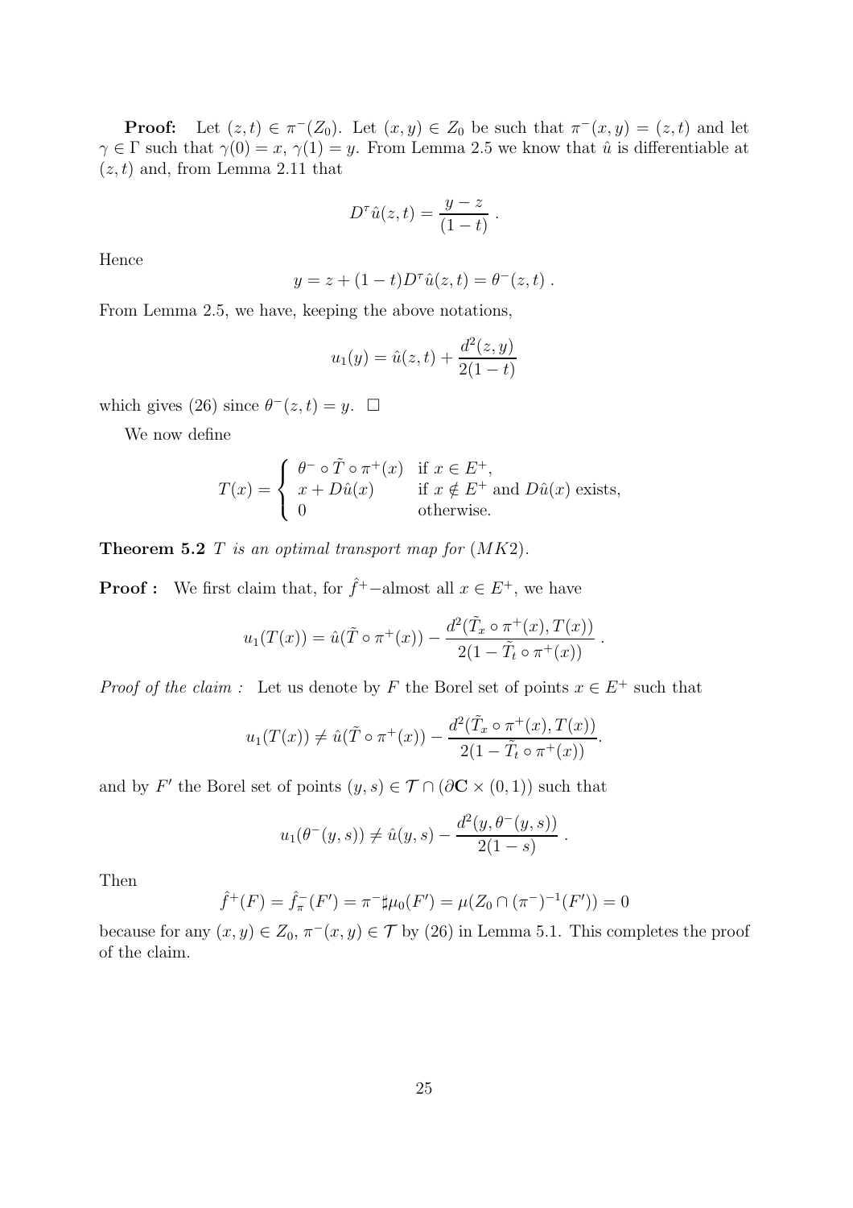**Proof:** Let $(z,t) \in \pi^-(Z_0)$. Let $(x,y) \in Z_0$ be such that $\pi^-(x,y) = (z,t)$ and let $\gamma \in \Gamma$ such that $\gamma(0) = x$, $\gamma(1) = y$. From Lemma 2.5 we know that $\hat{u}$ is differentiable at $(z,t)$ and, from Lemma 2.11 that

$$D^\tau \hat{u}(z,t) = \frac{y-z}{(1-t)} \, .$$

Hence

$$y = z + (1-t) D^\tau \hat{u}(z,t) = \theta^-(z,t) \, .$$

From Lemma 2.5, we have, keeping the above notations,

$$u_1(y) = \hat{u}(z,t) + \frac{d^2(z,y)}{2(1-t)}$$

which gives (26) since $\theta^-(z,t) = y$. $\Box$

We now define

$$T(x) = \begin{cases} \theta^- \circ \tilde{T} \circ \pi^+(x) & \text{if } x \in E^+, \\ x + D\hat{u}(x) & \text{if } x \notin E^+ \text{ and } D\hat{u}(x) \text{ exists,} \\ 0 & \text{otherwise.} \end{cases}$$

**Theorem 5.2** *$T$ is an optimal transport map for $(MK2)$.*

**Proof :** We first claim that, for $\hat{f}^+$–almost all $x \in E^+$, we have

$$u_1(T(x)) = \hat{u}(\tilde{T} \circ \pi^+(x)) - \frac{d^2(\tilde{T}_x \circ \pi^+(x), T(x))}{2(1 - \tilde{T}_t \circ \pi^+(x))} \, .$$

*Proof of the claim :* Let us denote by $F$ the Borel set of points $x \in E^+$ such that

$$u_1(T(x)) \neq \hat{u}(\tilde{T} \circ \pi^+(x)) - \frac{d^2(\tilde{T}_x \circ \pi^+(x), T(x))}{2(1 - \tilde{T}_t \circ \pi^+(x))}.$$

and by $F'$ the Borel set of points $(y,s) \in \mathcal{T} \cap (\partial \mathbf{C} \times (0,1))$ such that

$$u_1(\theta^-(y,s)) \neq \hat{u}(y,s) - \frac{d^2(y, \theta^-(y,s))}{2(1-s)} \, .$$

Then

$$\hat{f}^+(F) = \hat{f}^-_\pi(F') = \pi^- \sharp \mu_0(F') = \mu(Z_0 \cap (\pi^-)^{-1}(F')) = 0$$

because for any $(x,y) \in Z_0$, $\pi^-(x,y) \in \mathcal{T}$ by (26) in Lemma 5.1. This completes the proof of the claim.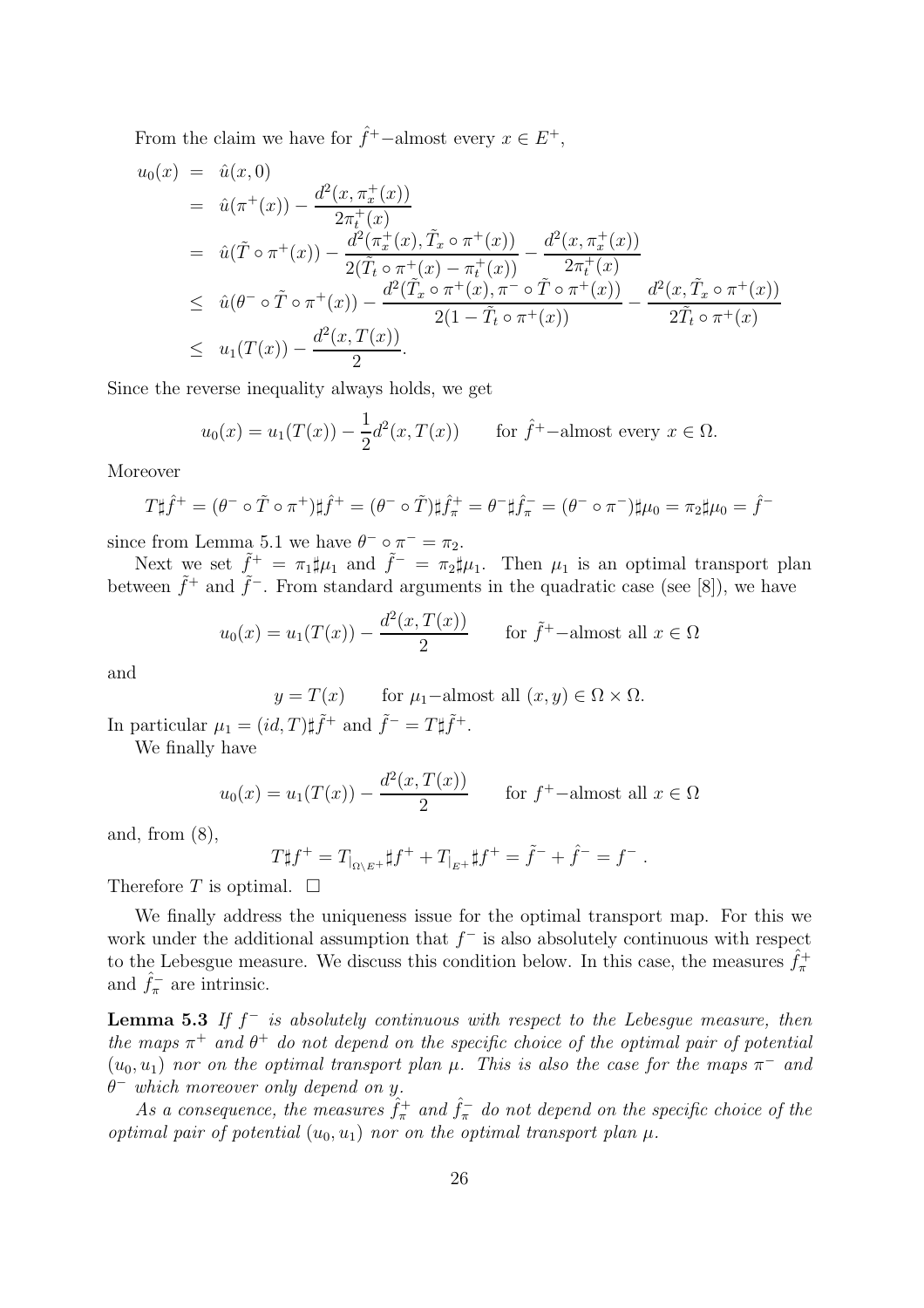From the claim we have for $\hat{f}^+$−almost every $x \in E^+$,

$$
\begin{aligned}
u_0(x) &= \hat{u}(x,0) \\
&= \hat{u}(\pi^+(x)) - \frac{d^2(x, \pi_x^+(x))}{2\pi_t^+(x)} \\
&= \hat{u}(\tilde{T} \circ \pi^+(x)) - \frac{d^2(\pi_x^+(x), \tilde{T}_x \circ \pi^+(x))}{2(\tilde{T}_t \circ \pi^+(x) - \pi_t^+(x))} - \frac{d^2(x, \pi_x^+(x))}{2\pi_t^+(x)} \\
&\leq \hat{u}(\theta^- \circ \tilde{T} \circ \pi^+(x)) - \frac{d^2(\tilde{T}_x \circ \pi^+(x), \pi^- \circ \tilde{T} \circ \pi^+(x))}{2(1 - \tilde{T}_t \circ \pi^+(x))} - \frac{d^2(x, \tilde{T}_x \circ \pi^+(x))}{2\tilde{T}_t \circ \pi^+(x)} \\
&\leq u_1(T(x)) - \frac{d^2(x, T(x))}{2}.
\end{aligned}
$$

Since the reverse inequality always holds, we get

$$
u_0(x) = u_1(T(x)) - \frac{1}{2} d^2(x, T(x)) \qquad \text{for } \hat{f}^+\text{−almost every } x \in \Omega.
$$

Moreover

$$
T \sharp \hat{f}^+ = (\theta^- \circ \tilde{T} \circ \pi^+) \sharp \hat{f}^+ = (\theta^- \circ \tilde{T}) \sharp \hat{f}_\pi^+ = \theta^- \sharp \hat{f}_\pi^- = (\theta^- \circ \pi^-) \sharp \mu_0 = \pi_2 \sharp \mu_0 = \hat{f}^-
$$

since from Lemma 5.1 we have $\theta^- \circ \pi^- = \pi_2$.

Next we set $\tilde{f}^+ = \pi_1 \sharp \mu_1$ and $\tilde{f}^- = \pi_2 \sharp \mu_1$. Then $\mu_1$ is an optimal transport plan between $\tilde{f}^+$ and $\tilde{f}^-$. From standard arguments in the quadratic case (see [8]), we have

$$
u_0(x) = u_1(T(x)) - \frac{d^2(x, T(x))}{2} \qquad \text{for } \tilde{f}^+\text{−almost all } x \in \Omega
$$

and

$$
y = T(x) \qquad \text{for } \mu_1\text{−almost all } (x, y) \in \Omega \times \Omega.
$$

In particular $\mu_1 = (id, T) \sharp \tilde{f}^+$ and $\tilde{f}^- = T \sharp \tilde{f}^+$.

We finally have

$$
u_0(x) = u_1(T(x)) - \frac{d^2(x, T(x))}{2} \qquad \text{for } f^+\text{−almost all } x \in \Omega
$$

and, from (8),

$$
T \sharp f^+ = T_{|_{\Omega \setminus E^+}} \sharp f^+ + T_{|_{E^+}} \sharp f^+ = \tilde{f}^- + \hat{f}^- = f^- .
$$

Therefore $T$ is optimal. $\square$

We finally address the uniqueness issue for the optimal transport map. For this we work under the additional assumption that $f^-$ is also absolutely continuous with respect to the Lebesgue measure. We discuss this condition below. In this case, the measures $\hat{f}_\pi^+$ and $\hat{f}_\pi^-$ are intrinsic.

**Lemma 5.3** *If $f^-$ is absolutely continuous with respect to the Lebesgue measure, then the maps $\pi^+$ and $\theta^+$ do not depend on the specific choice of the optimal pair of potential $(u_0, u_1)$ nor on the optimal transport plan $\mu$. This is also the case for the maps $\pi^-$ and $\theta^-$ which moreover only depend on $y$.*

*As a consequence, the measures $\hat{f}_\pi^+$ and $\hat{f}_\pi^-$ do not depend on the specific choice of the optimal pair of potential $(u_0, u_1)$ nor on the optimal transport plan $\mu$.*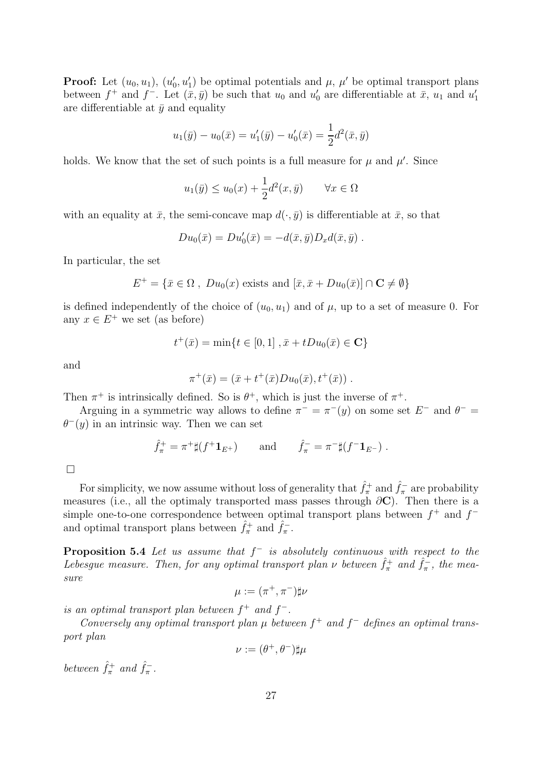**Proof:** Let $(u_0, u_1)$, $(u'_0, u'_1)$ be optimal potentials and $\mu$, $\mu'$ be optimal transport plans between $f^+$ and $f^-$. Let $(\bar{x}, \bar{y})$ be such that $u_0$ and $u'_0$ are differentiable at $\bar{x}$, $u_1$ and $u'_1$ are differentiable at $\bar{y}$ and equality

$$u_1(\bar{y}) - u_0(\bar{x}) = u'_1(\bar{y}) - u'_0(\bar{x}) = \frac{1}{2}d^2(\bar{x}, \bar{y})$$

holds. We know that the set of such points is a full measure for $\mu$ and $\mu'$. Since

$$u_1(\bar{y}) \leq u_0(x) + \frac{1}{2}d^2(x, \bar{y}) \qquad \forall x \in \Omega$$

with an equality at $\bar{x}$, the semi-concave map $d(\cdot, \bar{y})$ is differentiable at $\bar{x}$, so that

$$Du_0(\bar{x}) = Du'_0(\bar{x}) = -d(\bar{x}, \bar{y})D_x d(\bar{x}, \bar{y}) \ .$$

In particular, the set

$$E^+ = \{\bar{x} \in \Omega \ , \ Du_0(x) \text{ exists and } [\bar{x}, \bar{x} + Du_0(\bar{x})] \cap \mathbf{C} \neq \emptyset\}$$

is defined independently of the choice of $(u_0, u_1)$ and of $\mu$, up to a set of measure 0. For any $x \in E^+$ we set (as before)

$$t^+(\bar{x}) = \min\{t \in [0, 1] \ , \bar{x} + tDu_0(\bar{x}) \in \mathbf{C}\}$$

and

$$\pi^+(\bar{x}) = (\bar{x} + t^+(\bar{x})Du_0(\bar{x}), t^+(\bar{x})) \ .$$

Then $\pi^+$ is intrinsically defined. So is $\theta^+$, which is just the inverse of $\pi^+$.

Arguing in a symmetric way allows to define $\pi^- = \pi^-(y)$ on some set $E^-$ and $\theta^- = \theta^-(y)$ in an intrinsic way. Then we can set

$$\hat{f}^+_\pi = \pi^+\sharp(f^+\mathbf{1}_{E^+}) \qquad \text{and} \qquad \hat{f}^-_\pi = \pi^-\sharp(f^-\mathbf{1}_{E^-}) \ .$$

□

For simplicity, we now assume without loss of generality that $\hat{f}^+_\pi$ and $\hat{f}^-_\pi$ are probability measures (i.e., all the optimaly transported mass passes through $\partial\mathbf{C}$). Then there is a simple one-to-one correspondence between optimal transport plans between $f^+$ and $f^-$ and optimal transport plans between $\hat{f}^+_\pi$ and $\hat{f}^-_\pi$.

**Proposition 5.4** *Let us assume that $f^-$ is absolutely continuous with respect to the Lebesgue measure. Then, for any optimal transport plan $\nu$ between $\hat{f}^+_\pi$ and $\hat{f}^-_\pi$, the measure*

$$\mu := (\pi^+, \pi^-)\sharp\nu$$

*is an optimal transport plan between $f^+$ and $f^-$.*

*Conversely any optimal transport plan $\mu$ between $f^+$ and $f^-$ defines an optimal transport plan*

$$\nu := (\theta^+, \theta^-)\sharp\mu$$

*between $\hat{f}^+_\pi$ and $\hat{f}^-_\pi$.*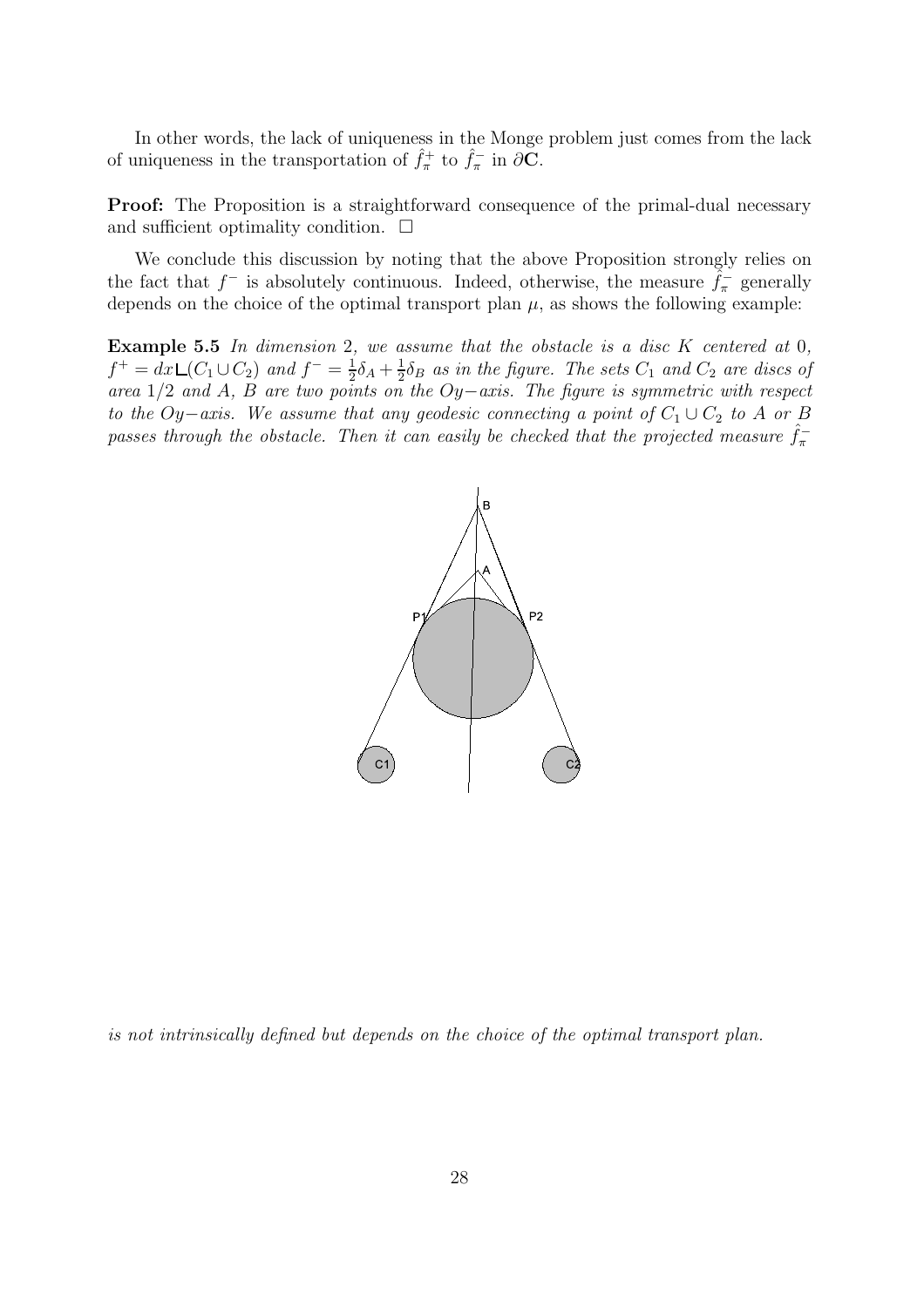In other words, the lack of uniqueness in the Monge problem just comes from the lack of uniqueness in the transportation of $\hat{f}^+_\pi$ to $\hat{f}^-_\pi$ in $\partial\mathbf{C}$.

**Proof:** The Proposition is a straightforward consequence of the primal-dual necessary and sufficient optimality condition. $\square$

We conclude this discussion by noting that the above Proposition strongly relies on the fact that $f^-$ is absolutely continuous. Indeed, otherwise, the measure $\hat{f}^-_\pi$ generally depends on the choice of the optimal transport plan $\mu$, as shows the following example:

**Example 5.5** *In dimension* 2*, we assume that the obstacle is a disc* $K$ *centered at* 0*,* $f^+ = dx \llcorner (C_1 \cup C_2)$ *and* $f^- = \frac{1}{2}\delta_A + \frac{1}{2}\delta_B$ *as in the figure. The sets* $C_1$ *and* $C_2$ *are discs of area* $1/2$ *and* $A$*,* $B$ *are two points on the* $Oy-$*axis. The figure is symmetric with respect to the* $Oy-$*axis. We assume that any geodesic connecting a point of* $C_1 \cup C_2$ *to* $A$ *or* $B$ *passes through the obstacle. Then it can easily be checked that the projected measure* $\hat{f}^-_\pi$ *is not intrinsically defined but depends on the choice of the optimal transport plan.*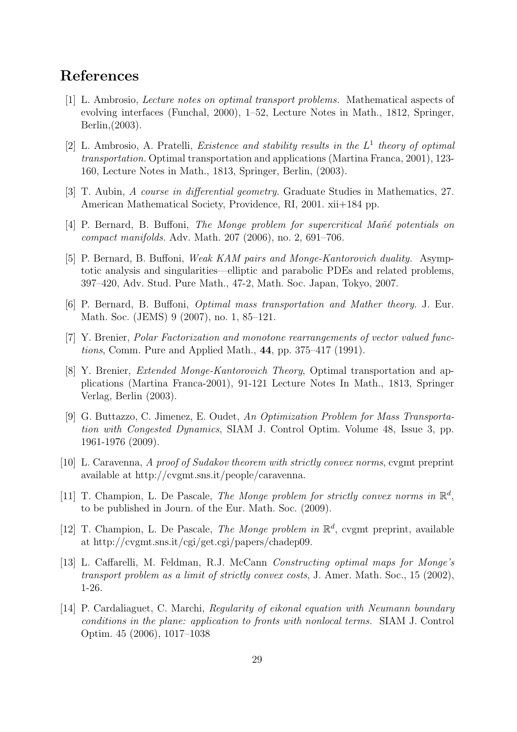# References

[1] L. Ambrosio, *Lecture notes on optimal transport problems.* Mathematical aspects of evolving interfaces (Funchal, 2000), 1–52, Lecture Notes in Math., 1812, Springer, Berlin,(2003).

[2] L. Ambrosio, A. Pratelli, *Existence and stability results in the $L^1$ theory of optimal transportation.* Optimal transportation and applications (Martina Franca, 2001), 123-160, Lecture Notes in Math., 1813, Springer, Berlin, (2003).

[3] T. Aubin, *A course in differential geometry.* Graduate Studies in Mathematics, 27. American Mathematical Society, Providence, RI, 2001. xii+184 pp.

[4] P. Bernard, B. Buffoni, *The Monge problem for supercritical Mañé potentials on compact manifolds.* Adv. Math. 207 (2006), no. 2, 691–706.

[5] P. Bernard, B. Buffoni, *Weak KAM pairs and Monge-Kantorovich duality.* Asymptotic analysis and singularities—elliptic and parabolic PDEs and related problems, 397–420, Adv. Stud. Pure Math., 47-2, Math. Soc. Japan, Tokyo, 2007.

[6] P. Bernard, B. Buffoni, *Optimal mass transportation and Mather theory.* J. Eur. Math. Soc. (JEMS) 9 (2007), no. 1, 85–121.

[7] Y. Brenier, *Polar Factorization and monotone rearrangements of vector valued functions*, Comm. Pure and Applied Math., **44**, pp. 375–417 (1991).

[8] Y. Brenier, *Extended Monge-Kantorovich Theory*, Optimal transportation and applications (Martina Franca-2001), 91-121 Lecture Notes In Math., 1813, Springer Verlag, Berlin (2003).

[9] G. Buttazzo, C. Jimenez, E. Oudet, *An Optimization Problem for Mass Transportation with Congested Dynamics*, SIAM J. Control Optim. Volume 48, Issue 3, pp. 1961-1976 (2009).

[10] L. Caravenna, *A proof of Sudakov theorem with strictly convex norms*, cvgmt preprint available at http://cvgmt.sns.it/people/caravenna.

[11] T. Champion, L. De Pascale, *The Monge problem for strictly convex norms in $\mathbb{R}^d$*, to be published in Journ. of the Eur. Math. Soc. (2009).

[12] T. Champion, L. De Pascale, *The Monge problem in $\mathbb{R}^d$*, cvgmt preprint, available at http://cvgmt.sns.it/cgi/get.cgi/papers/chadep09.

[13] L. Caffarelli, M. Feldman, R.J. McCann *Constructing optimal maps for Monge's transport problem as a limit of strictly convex costs*, J. Amer. Math. Soc., 15 (2002), 1-26.

[14] P. Cardaliaguet, C. Marchi, *Regularity of eikonal equation with Neumann boundary conditions in the plane: application to fronts with nonlocal terms.* SIAM J. Control Optim. 45 (2006), 1017–1038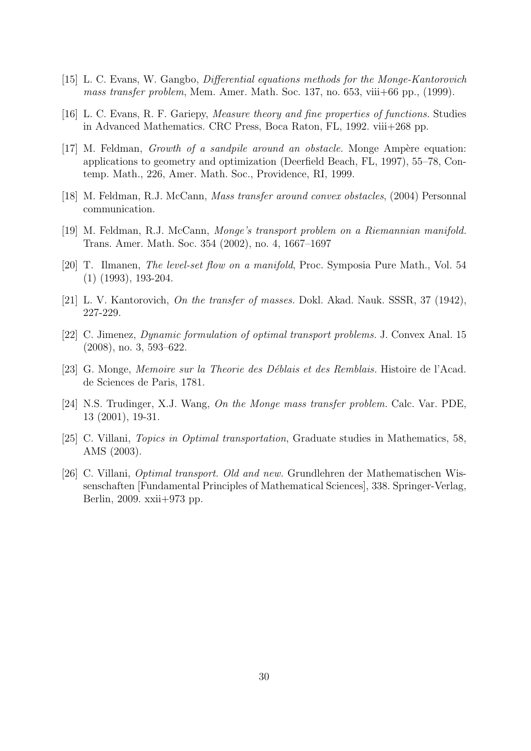[15] L. C. Evans, W. Gangbo, *Differential equations methods for the Monge-Kantorovich mass transfer problem*, Mem. Amer. Math. Soc. 137, no. 653, viii+66 pp., (1999).

[16] L. C. Evans, R. F. Gariepy, *Measure theory and fine properties of functions.* Studies in Advanced Mathematics. CRC Press, Boca Raton, FL, 1992. viii+268 pp.

[17] M. Feldman, *Growth of a sandpile around an obstacle.* Monge Ampère equation: applications to geometry and optimization (Deerfield Beach, FL, 1997), 55–78, Contemp. Math., 226, Amer. Math. Soc., Providence, RI, 1999.

[18] M. Feldman, R.J. McCann, *Mass transfer around convex obstacles*, (2004) Personnal communication.

[19] M. Feldman, R.J. McCann, *Monge's transport problem on a Riemannian manifold.* Trans. Amer. Math. Soc. 354 (2002), no. 4, 1667–1697

[20] T. Ilmanen, *The level-set flow on a manifold*, Proc. Symposia Pure Math., Vol. 54 (1) (1993), 193-204.

[21] L. V. Kantorovich, *On the transfer of masses.* Dokl. Akad. Nauk. SSSR, 37 (1942), 227-229.

[22] C. Jimenez, *Dynamic formulation of optimal transport problems.* J. Convex Anal. 15 (2008), no. 3, 593–622.

[23] G. Monge, *Memoire sur la Theorie des Déblais et des Remblais.* Histoire de l'Acad. de Sciences de Paris, 1781.

[24] N.S. Trudinger, X.J. Wang, *On the Monge mass transfer problem.* Calc. Var. PDE, 13 (2001), 19-31.

[25] C. Villani, *Topics in Optimal transportation*, Graduate studies in Mathematics, 58, AMS (2003).

[26] C. Villani, *Optimal transport. Old and new.* Grundlehren der Mathematischen Wissenschaften [Fundamental Principles of Mathematical Sciences], 338. Springer-Verlag, Berlin, 2009. xxii+973 pp.